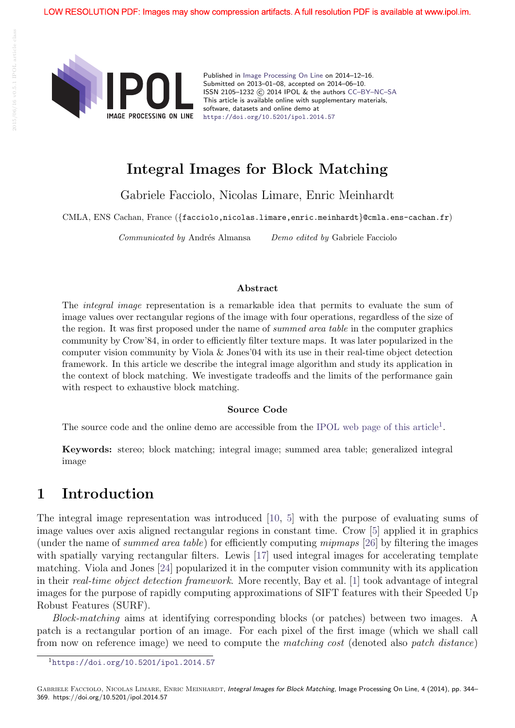LOW RESOLUTION PDF: Images may show compression artifacts. A full resolution PDF is available at www.ipol.im.

Published in Image Processing On Line on 2014–12–16.
Submitted on 2013–01–08, accepted on 2014–06–10.
ISSN 2105–1232 © 2014 IPOL & the authors CC–BY–NC–SA
This article is available online with supplementary materials, software, datasets and online demo at
https://doi.org/10.5201/ipol.2014.57

# Integral Images for Block Matching

Gabriele Facciolo, Nicolas Limare, Enric Meinhardt

CMLA, ENS Cachan, France ({facciolo,nicolas.limare,enric.meinhardt}@cmla.ens-cachan.fr)

*Communicated by* Andrés Almansa *Demo edited by* Gabriele Facciolo

### Abstract

The *integral image* representation is a remarkable idea that permits to evaluate the sum of image values over rectangular regions of the image with four operations, regardless of the size of the region. It was first proposed under the name of *summed area table* in the computer graphics community by Crow'84, in order to efficiently filter texture maps. It was later popularized in the computer vision community by Viola & Jones'04 with its use in their real-time object detection framework. In this article we describe the integral image algorithm and study its application in the context of block matching. We investigate tradeoffs and the limits of the performance gain with respect to exhaustive block matching.

### Source Code

The source code and the online demo are accessible from the IPOL web page of this article[1].

**Keywords:** stereo; block matching; integral image; summed area table; generalized integral image

## 1 Introduction

The integral image representation was introduced [10, 5] with the purpose of evaluating sums of image values over axis aligned rectangular regions in constant time. Crow [5] applied it in graphics (under the name of *summed area table*) for efficiently computing *mipmaps* [26] by filtering the images with spatially varying rectangular filters. Lewis [17] used integral images for accelerating template matching. Viola and Jones [24] popularized it in the computer vision community with its application in their *real-time object detection framework*. More recently, Bay et al. [1] took advantage of integral images for the purpose of rapidly computing approximations of SIFT features with their Speeded Up Robust Features (SURF).

*Block-matching* aims at identifying corresponding blocks (or patches) between two images. A patch is a rectangular portion of an image. For each pixel of the first image (which we shall call from now on reference image) we need to compute the *matching cost* (denoted also *patch distance*)

[1] https://doi.org/10.5201/ipol.2014.57

Gabriele Facciolo, Nicolas Limare, Enric Meinhardt, *Integral Images for Block Matching*, Image Processing On Line, 4 (2014), pp. 344–369. https://doi.org/10.5201/ipol.2014.57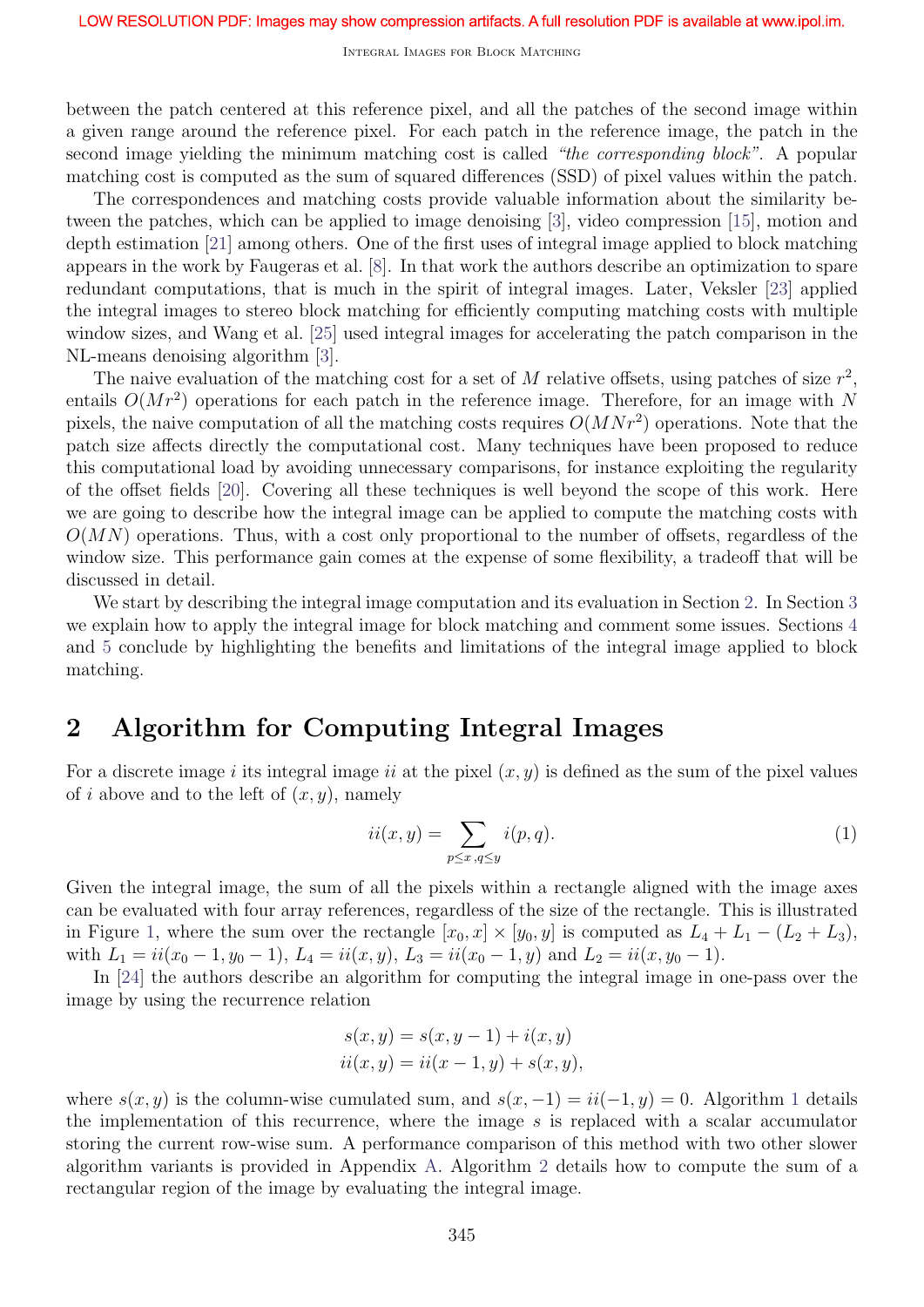between the patch centered at this reference pixel, and all the patches of the second image within a given range around the reference pixel. For each patch in the reference image, the patch in the second image yielding the minimum matching cost is called *"the corresponding block"*. A popular matching cost is computed as the sum of squared differences (SSD) of pixel values within the patch.

The correspondences and matching costs provide valuable information about the similarity between the patches, which can be applied to image denoising [3], video compression [15], motion and depth estimation [21] among others. One of the first uses of integral image applied to block matching appears in the work by Faugeras et al. [8]. In that work the authors describe an optimization to spare redundant computations, that is much in the spirit of integral images. Later, Veksler [23] applied the integral images to stereo block matching for efficiently computing matching costs with multiple window sizes, and Wang et al. [25] used integral images for accelerating the patch comparison in the NL-means denoising algorithm [3].

The naive evaluation of the matching cost for a set of $M$ relative offsets, using patches of size $r^2$, entails $O(Mr^2)$ operations for each patch in the reference image. Therefore, for an image with $N$ pixels, the naive computation of all the matching costs requires $O(MNr^2)$ operations. Note that the patch size affects directly the computational cost. Many techniques have been proposed to reduce this computational load by avoiding unnecessary comparisons, for instance exploiting the regularity of the offset fields [20]. Covering all these techniques is well beyond the scope of this work. Here we are going to describe how the integral image can be applied to compute the matching costs with $O(MN)$ operations. Thus, with a cost only proportional to the number of offsets, regardless of the window size. This performance gain comes at the expense of some flexibility, a tradeoff that will be discussed in detail.

We start by describing the integral image computation and its evaluation in Section 2. In Section 3 we explain how to apply the integral image for block matching and comment some issues. Sections 4 and 5 conclude by highlighting the benefits and limitations of the integral image applied to block matching.

## 2 Algorithm for Computing Integral Images

For a discrete image $i$ its integral image $ii$ at the pixel $(x, y)$ is defined as the sum of the pixel values of $i$ above and to the left of $(x, y)$, namely

$$ii(x, y) = \sum_{p \leq x, q \leq y} i(p, q). \tag{1}$$

Given the integral image, the sum of all the pixels within a rectangle aligned with the image axes can be evaluated with four array references, regardless of the size of the rectangle. This is illustrated in Figure 1, where the sum over the rectangle $[x_0, x] \times [y_0, y]$ is computed as $L_4 + L_1 - (L_2 + L_3)$, with $L_1 = ii(x_0 - 1, y_0 - 1)$, $L_4 = ii(x, y)$, $L_3 = ii(x_0 - 1, y)$ and $L_2 = ii(x, y_0 - 1)$.

In [24] the authors describe an algorithm for computing the integral image in one-pass over the image by using the recurrence relation

$$\begin{aligned} s(x, y) &= s(x, y - 1) + i(x, y) \\ ii(x, y) &= ii(x - 1, y) + s(x, y), \end{aligned}$$

where $s(x, y)$ is the column-wise cumulated sum, and $s(x, -1) = ii(-1, y) = 0$. Algorithm 1 details the implementation of this recurrence, where the image $s$ is replaced with a scalar accumulator storing the current row-wise sum. A performance comparison of this method with two other slower algorithm variants is provided in Appendix A. Algorithm 2 details how to compute the sum of a rectangular region of the image by evaluating the integral image.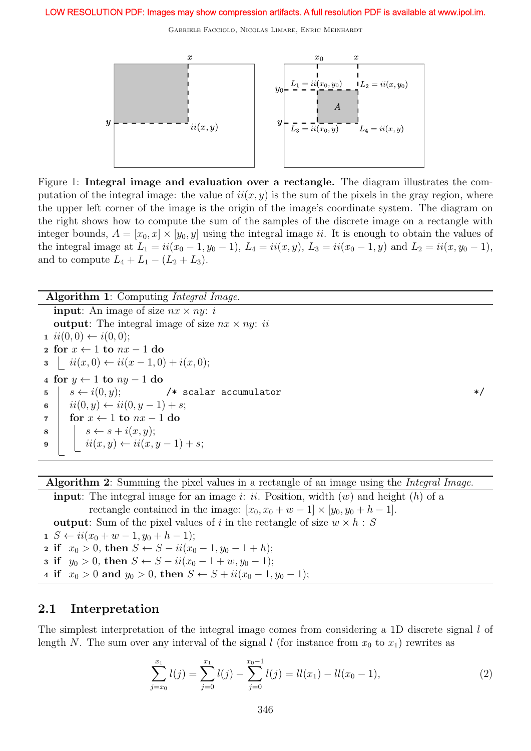LOW RESOLUTION PDF: Images may show compression artifacts. A full resolution PDF is available at www.ipol.im.

Figure 1: **Integral image and evaluation over a rectangle.** The diagram illustrates the computation of the integral image: the value of $ii(x, y)$ is the sum of the pixels in the gray region, where the upper left corner of the image is the origin of the image's coordinate system. The diagram on the right shows how to compute the sum of the samples of the discrete image on a rectangle with integer bounds, $A = [x_0, x] \times [y_0, y]$ using the integral image $ii$. It is enough to obtain the values of the integral image at $L_1 = ii(x_0 - 1, y_0 - 1)$, $L_4 = ii(x, y)$, $L_3 = ii(x_0 - 1, y)$ and $L_2 = ii(x, y_0 - 1)$, and to compute $L_4 + L_1 - (L_2 + L_3)$.

**Algorithm 1**: Computing *Integral Image.*

```
input: An image of size nx × ny: i
output: The integral image of size nx × ny: ii
1 ii(0,0) ← i(0,0);
2 for x ← 1 to nx − 1 do
3     ii(x,0) ← ii(x − 1,0) + i(x,0);
4 for y ← 1 to ny − 1 do
5     s ← i(0,y);              /* scalar accumulator */
6     ii(0,y) ← ii(0,y − 1) + s;
7     for x ← 1 to nx − 1 do
8         s ← s + i(x,y);
9         ii(x,y) ← ii(x,y − 1) + s;
```

**Algorithm 2**: Summing the pixel values in a rectangle of an image using the *Integral Image.*

```
input: The integral image for an image i: ii. Position, width (w) and height (h) of a
       rectangle contained in the image: [x0, x0 + w − 1] × [y0, y0 + h − 1].
output: Sum of the pixel values of i in the rectangle of size w × h : S
1 S ← ii(x0 + w − 1, y0 + h − 1);
2 if x0 > 0, then S ← S − ii(x0 − 1, y0 − 1 + h);
3 if y0 > 0, then S ← S − ii(x0 − 1 + w, y0 − 1);
4 if x0 > 0 and y0 > 0, then S ← S + ii(x0 − 1, y0 − 1);
```

## 2.1 Interpretation

The simplest interpretation of the integral image comes from considering a 1D discrete signal $l$ of length $N$. The sum over any interval of the signal $l$ (for instance from $x_0$ to $x_1$) rewrites as

$$\sum_{j=x_0}^{x_1} l(j) = \sum_{j=0}^{x_1} l(j) - \sum_{j=0}^{x_0-1} l(j) = ll(x_1) - ll(x_0 - 1), \tag{2}$$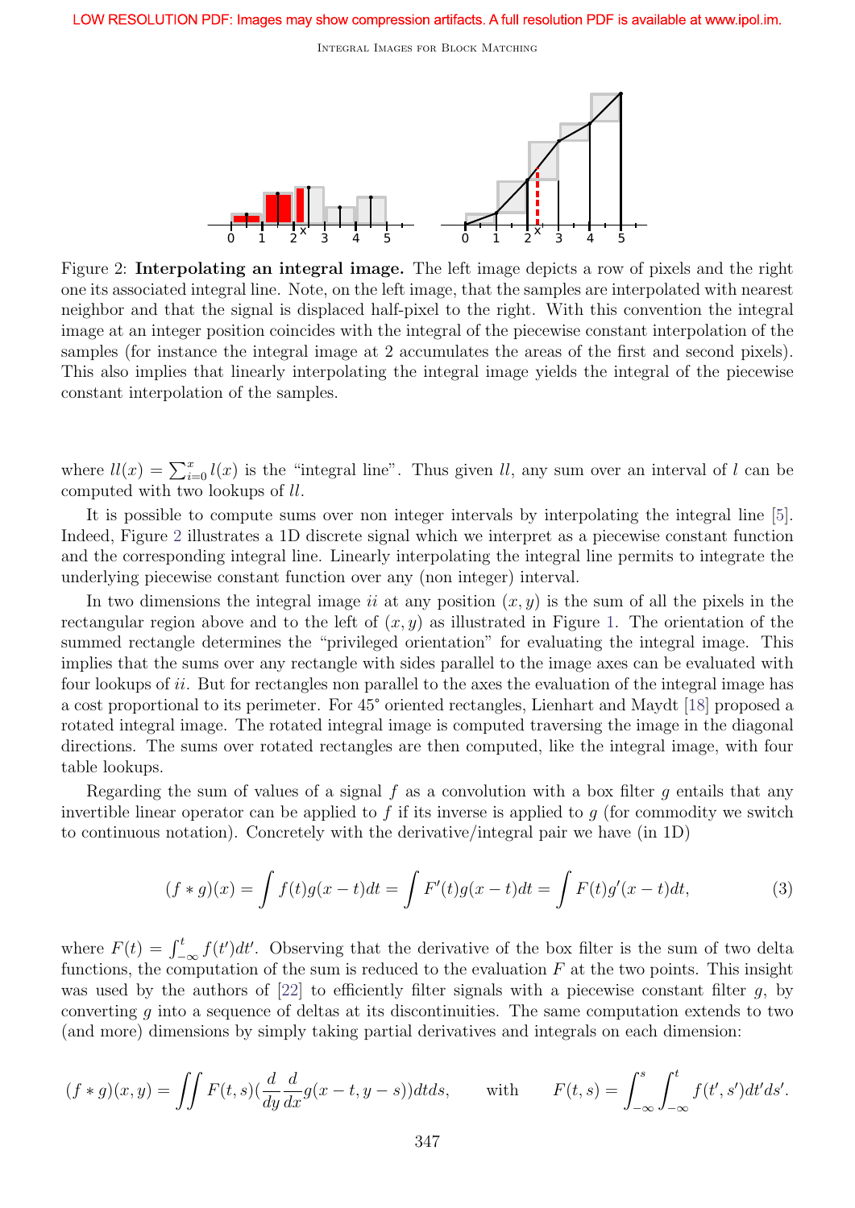Figure 2: **Interpolating an integral image.** The left image depicts a row of pixels and the right one its associated integral line. Note, on the left image, that the samples are interpolated with nearest neighbor and that the signal is displaced half-pixel to the right. With this convention the integral image at an integer position coincides with the integral of the piecewise constant interpolation of the samples (for instance the integral image at 2 accumulates the areas of the first and second pixels). This also implies that linearly interpolating the integral image yields the integral of the piecewise constant interpolation of the samples.

where $ll(x) = \sum_{i=0}^{x} l(x)$ is the "integral line". Thus given $ll$, any sum over an interval of $l$ can be computed with two lookups of $ll$.

It is possible to compute sums over non integer intervals by interpolating the integral line [5]. Indeed, Figure 2 illustrates a 1D discrete signal which we interpret as a piecewise constant function and the corresponding integral line. Linearly interpolating the integral line permits to integrate the underlying piecewise constant function over any (non integer) interval.

In two dimensions the integral image $ii$ at any position $(x, y)$ is the sum of all the pixels in the rectangular region above and to the left of $(x, y)$ as illustrated in Figure 1. The orientation of the summed rectangle determines the "privileged orientation" for evaluating the integral image. This implies that the sums over any rectangle with sides parallel to the image axes can be evaluated with four lookups of $ii$. But for rectangles non parallel to the axes the evaluation of the integral image has a cost proportional to its perimeter. For 45° oriented rectangles, Lienhart and Maydt [18] proposed a rotated integral image. The rotated integral image is computed traversing the image in the diagonal directions. The sums over rotated rectangles are then computed, like the integral image, with four table lookups.

Regarding the sum of values of a signal $f$ as a convolution with a box filter $g$ entails that any invertible linear operator can be applied to $f$ if its inverse is applied to $g$ (for commodity we switch to continuous notation). Concretely with the derivative/integral pair we have (in 1D)

$$(f * g)(x) = \int f(t)g(x - t)dt = \int F'(t)g(x - t)dt = \int F(t)g'(x - t)dt, \tag{3}$$

where $F(t) = \int_{-\infty}^{t} f(t')dt'$. Observing that the derivative of the box filter is the sum of two delta functions, the computation of the sum is reduced to the evaluation $F$ at the two points. This insight was used by the authors of [22] to efficiently filter signals with a piecewise constant filter $g$, by converting $g$ into a sequence of deltas at its discontinuities. The same computation extends to two (and more) dimensions by simply taking partial derivatives and integrals on each dimension:

$$(f * g)(x, y) = \iint F(t, s)\left(\frac{d}{dy}\frac{d}{dx}g(x - t, y - s)\right)dtds, \qquad \text{with} \qquad F(t, s) = \int_{-\infty}^{s}\int_{-\infty}^{t} f(t', s')dt'ds'.$$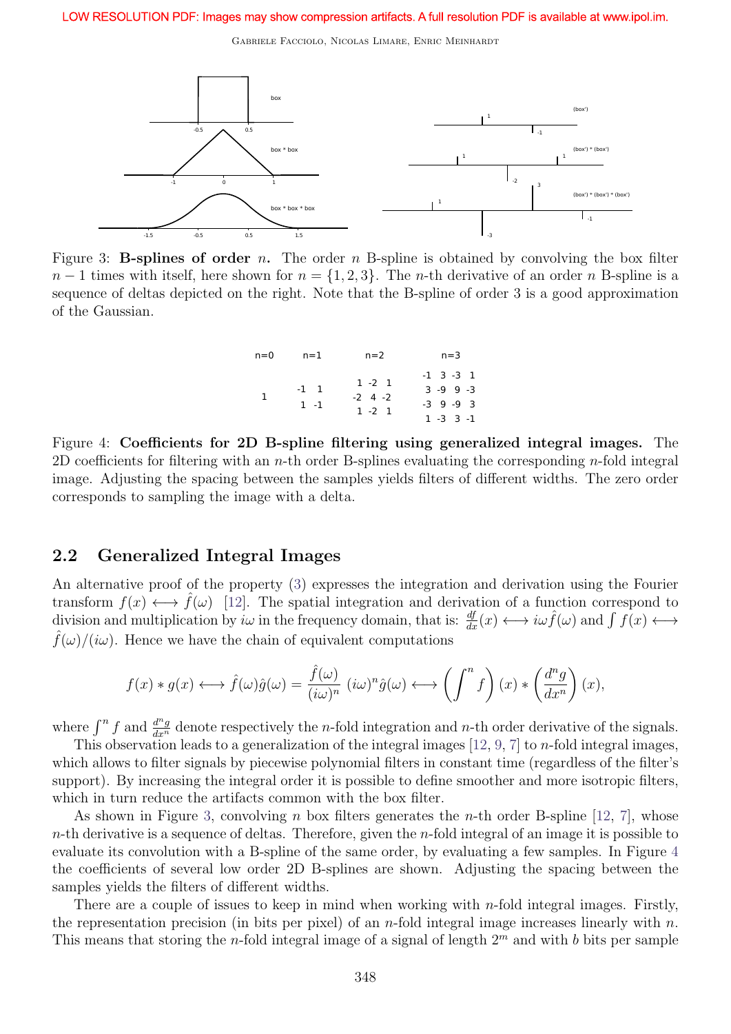LOW RESOLUTION PDF: Images may show compression artifacts. A full resolution PDF is available at www.ipol.im.

Figure 3: **B-splines of order** $n$**.** The order $n$ B-spline is obtained by convolving the box filter $n-1$ times with itself, here shown for $n = \{1, 2, 3\}$. The $n$-th derivative of an order $n$ B-spline is a sequence of deltas depicted on the right. Note that the B-spline of order 3 is a good approximation of the Gaussian.

| n=0 | n=1 | n=2 | n=3 |
|---|---|---|---|
| 1 | -1 1<br>1 -1 | 1 -2 1<br>-2 4 -2<br>1 -2 1 | -1 3 -3 1<br>3 -9 9 -3<br>-3 9 -9 3<br>1 -3 3 -1 |

Figure 4: **Coefficients for 2D B-spline filtering using generalized integral images.** The 2D coefficients for filtering with an $n$-th order B-splines evaluating the corresponding $n$-fold integral image. Adjusting the spacing between the samples yields filters of different widths. The zero order corresponds to sampling the image with a delta.

## 2.2 Generalized Integral Images

An alternative proof of the property (3) expresses the integration and derivation using the Fourier transform $f(x) \longleftrightarrow \hat{f}(\omega)$ [12]. The spatial integration and derivation of a function correspond to division and multiplication by $i\omega$ in the frequency domain, that is: $\frac{df}{dx}(x) \longleftrightarrow i\omega\hat{f}(\omega)$ and $\int f(x) \longleftrightarrow \hat{f}(\omega)/(i\omega)$. Hence we have the chain of equivalent computations

$$f(x) * g(x) \longleftrightarrow \hat{f}(\omega)\hat{g}(\omega) = \frac{\hat{f}(\omega)}{(i\omega)^n}\,(i\omega)^n\hat{g}(\omega) \longleftrightarrow \left(\int^n f\right)(x) * \left(\frac{d^n g}{dx^n}\right)(x),$$

where $\int^n f$ and $\frac{d^n g}{dx^n}$ denote respectively the $n$-fold integration and $n$-th order derivative of the signals.

This observation leads to a generalization of the integral images [12, 9, 7] to $n$-fold integral images, which allows to filter signals by piecewise polynomial filters in constant time (regardless of the filter's support). By increasing the integral order it is possible to define smoother and more isotropic filters, which in turn reduce the artifacts common with the box filter.

As shown in Figure 3, convolving $n$ box filters generates the $n$-th order B-spline [12, 7], whose $n$-th derivative is a sequence of deltas. Therefore, given the $n$-fold integral of an image it is possible to evaluate its convolution with a B-spline of the same order, by evaluating a few samples. In Figure 4 the coefficients of several low order 2D B-splines are shown. Adjusting the spacing between the samples yields the filters of different widths.

There are a couple of issues to keep in mind when working with $n$-fold integral images. Firstly, the representation precision (in bits per pixel) of an $n$-fold integral image increases linearly with $n$. This means that storing the $n$-fold integral image of a signal of length $2^m$ and with $b$ bits per sample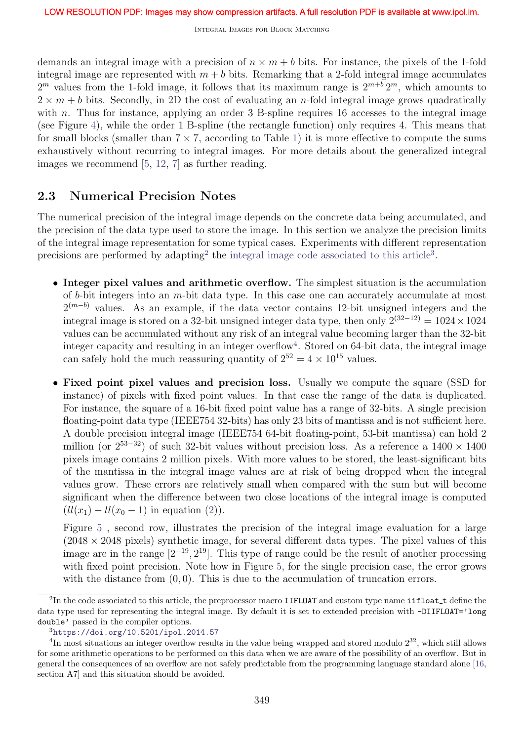demands an integral image with a precision of $n \times m + b$ bits. For instance, the pixels of the 1-fold integral image are represented with $m + b$ bits. Remarking that a 2-fold integral image accumulates $2^m$ values from the 1-fold image, it follows that its maximum range is $2^{m+b}\, 2^m$, which amounts to $2 \times m + b$ bits. Secondly, in 2D the cost of evaluating an $n$-fold integral image grows quadratically with $n$. Thus for instance, applying an order 3 B-spline requires 16 accesses to the integral image (see Figure 4), while the order 1 B-spline (the rectangle function) only requires 4. This means that for small blocks (smaller than $7 \times 7$, according to Table 1) it is more effective to compute the sums exhaustively without recurring to integral images. For more details about the generalized integral images we recommend [5, 12, 7] as further reading.

## 2.3 Numerical Precision Notes

The numerical precision of the integral image depends on the concrete data being accumulated, and the precision of the data type used to store the image. In this section we analyze the precision limits of the integral image representation for some typical cases. Experiments with different representation precisions are performed by adapting[2] the integral image code associated to this article[3].

- **Integer pixel values and arithmetic overflow.** The simplest situation is the accumulation of $b$-bit integers into an $m$-bit data type. In this case one can accurately accumulate at most $2^{(m-b)}$ values. As an example, if the data vector contains 12-bit unsigned integers and the integral image is stored on a 32-bit unsigned integer data type, then only $2^{(32-12)} = 1024 \times 1024$ values can be accumulated without any risk of an integral value becoming larger than the 32-bit integer capacity and resulting in an integer overflow[4]. Stored on 64-bit data, the integral image can safely hold the much reassuring quantity of $2^{52} = 4 \times 10^{15}$ values.

- **Fixed point pixel values and precision loss.** Usually we compute the square (SSD for instance) of pixels with fixed point values. In that case the range of the data is duplicated. For instance, the square of a 16-bit fixed point value has a range of 32-bits. A single precision floating-point data type (IEEE754 32-bits) has only 23 bits of mantissa and is not sufficient here. A double precision integral image (IEEE754 64-bit floating-point, 53-bit mantissa) can hold 2 million (or $2^{53-32}$) of such 32-bit values without precision loss. As a reference a $1400 \times 1400$ pixels image contains 2 million pixels. With more values to be stored, the least-significant bits of the mantissa in the integral image values are at risk of being dropped when the integral values grow. These errors are relatively small when compared with the sum but will become significant when the difference between two close locations of the integral image is computed ($ll(x_1) - ll(x_0 - 1)$ in equation (2)).

  Figure 5 , second row, illustrates the precision of the integral image evaluation for a large ($2048 \times 2048$ pixels) synthetic image, for several different data types. The pixel values of this image are in the range $[2^{-19}, 2^{19}]$. This type of range could be the result of another processing with fixed point precision. Note how in Figure 5, for the single precision case, the error grows with the distance from $(0, 0)$. This is due to the accumulation of truncation errors.

---

[2] In the code associated to this article, the preprocessor macro `IIFLOAT` and custom type name `iifloat_t` define the data type used for representing the integral image. By default it is set to extended precision with `-DIIFLOAT='long double'` passed in the compiler options.

[3] https://doi.org/10.5201/ipol.2014.57

[4] In most situations an integer overflow results in the value being wrapped and stored modulo $2^{32}$, which still allows for some arithmetic operations to be performed on this data when we are aware of the possibility of an overflow. But in general the consequences of an overflow are not safely predictable from the programming language standard alone [16, section A7] and this situation should be avoided.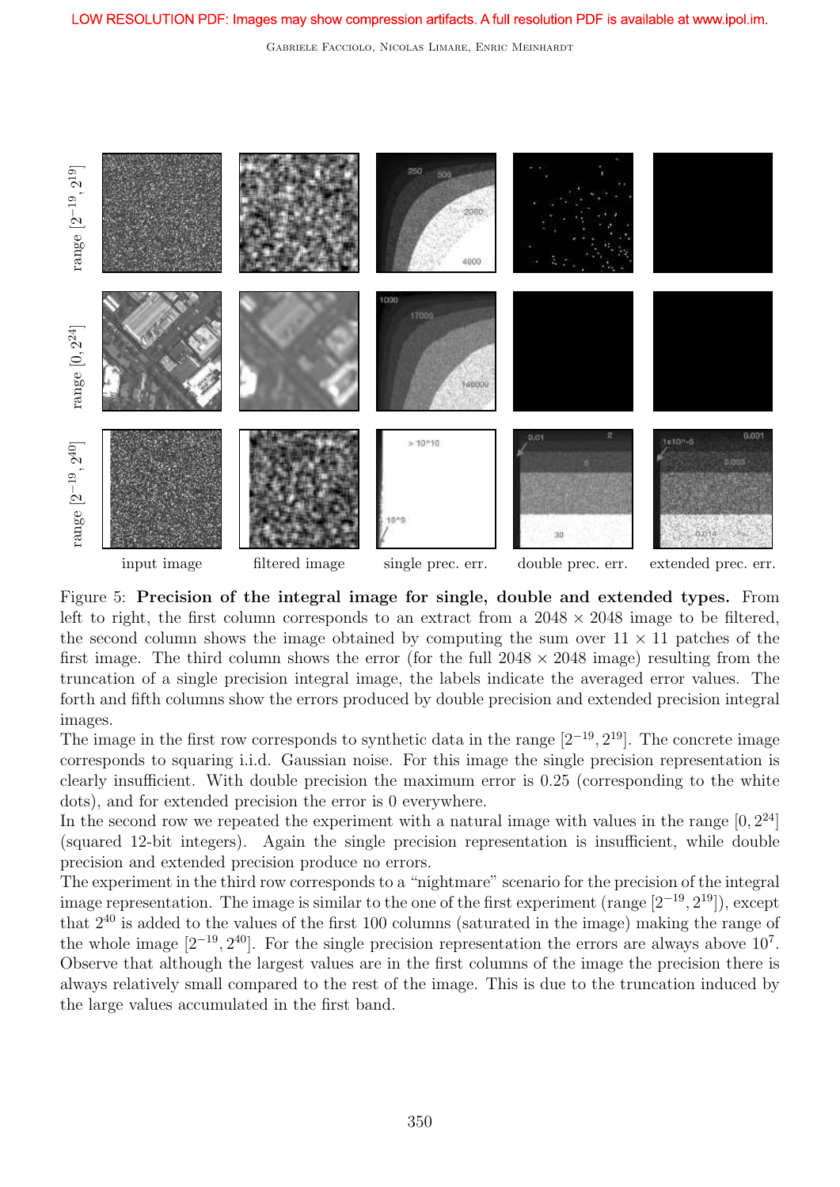Figure 5: **Precision of the integral image for single, double and extended types.** From left to right, the first column corresponds to an extract from a 2048 × 2048 image to be filtered, the second column shows the image obtained by computing the sum over 11 × 11 patches of the first image. The third column shows the error (for the full 2048 × 2048 image) resulting from the truncation of a single precision integral image, the labels indicate the averaged error values. The forth and fifth columns show the errors produced by double precision and extended precision integral images.
The image in the first row corresponds to synthetic data in the range $[2^{-19}, 2^{19}]$. The concrete image corresponds to squaring i.i.d. Gaussian noise. For this image the single precision representation is clearly insufficient. With double precision the maximum error is 0.25 (corresponding to the white dots), and for extended precision the error is 0 everywhere.
In the second row we repeated the experiment with a natural image with values in the range $[0, 2^{24}]$ (squared 12-bit integers). Again the single precision representation is insufficient, while double precision and extended precision produce no errors.
The experiment in the third row corresponds to a "nightmare" scenario for the precision of the integral image representation. The image is similar to the one of the first experiment (range $[2^{-19}, 2^{19}]$), except that $2^{40}$ is added to the values of the first 100 columns (saturated in the image) making the range of the whole image $[2^{-19}, 2^{40}]$. For the single precision representation the errors are always above $10^7$. Observe that although the largest values are in the first columns of the image the precision there is always relatively small compared to the rest of the image. This is due to the truncation induced by the large values accumulated in the first band.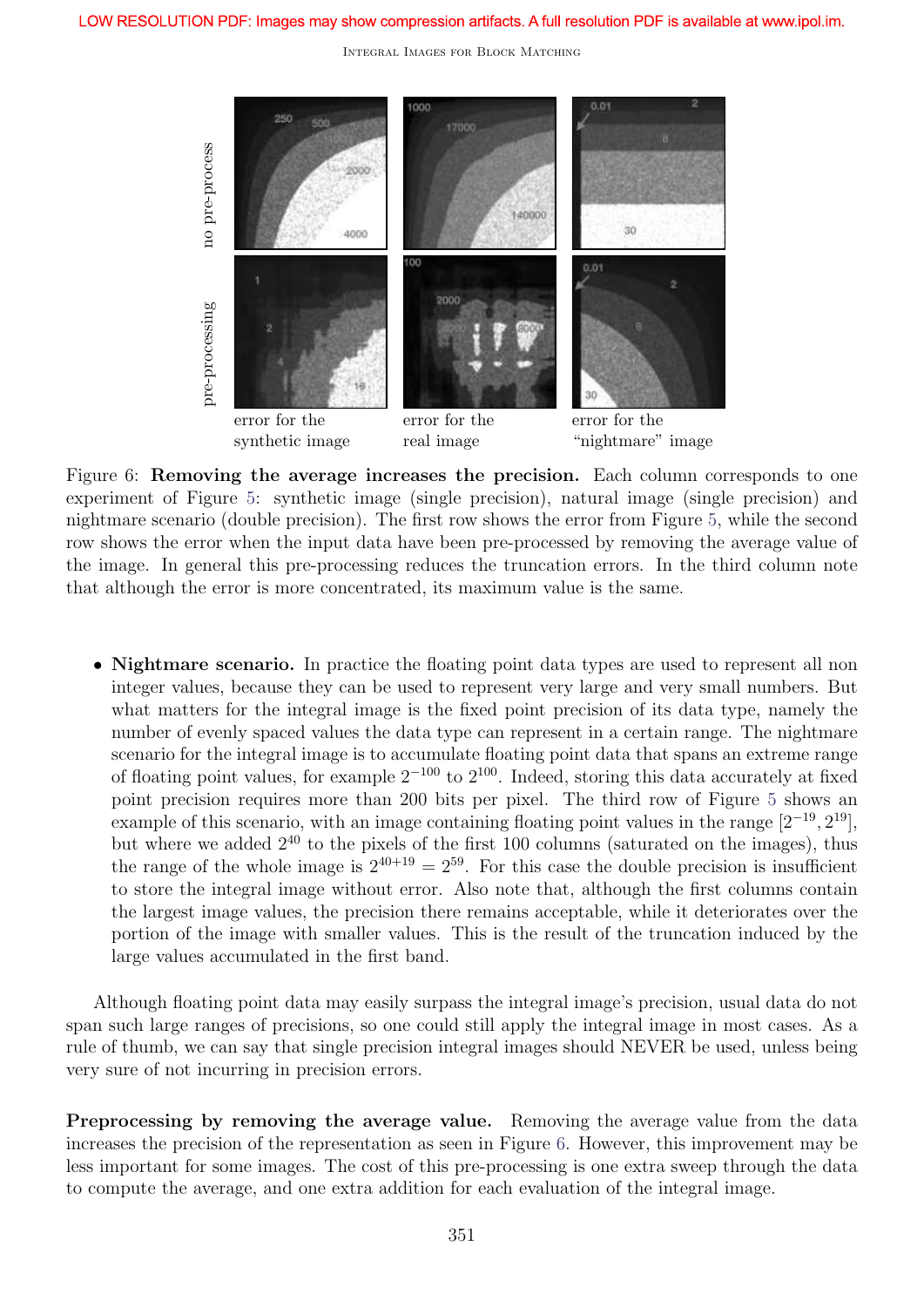LOW RESOLUTION PDF: Images may show compression artifacts. A full resolution PDF is available at www.ipol.im.

Figure 6: **Removing the average increases the precision.** Each column corresponds to one experiment of Figure 5: synthetic image (single precision), natural image (single precision) and nightmare scenario (double precision). The first row shows the error from Figure 5, while the second row shows the error when the input data have been pre-processed by removing the average value of the image. In general this pre-processing reduces the truncation errors. In the third column note that although the error is more concentrated, its maximum value is the same.

- **Nightmare scenario.** In practice the floating point data types are used to represent all non integer values, because they can be used to represent very large and very small numbers. But what matters for the integral image is the fixed point precision of its data type, namely the number of evenly spaced values the data type can represent in a certain range. The nightmare scenario for the integral image is to accumulate floating point data that spans an extreme range of floating point values, for example $2^{-100}$ to $2^{100}$. Indeed, storing this data accurately at fixed point precision requires more than 200 bits per pixel. The third row of Figure 5 shows an example of this scenario, with an image containing floating point values in the range $[2^{-19}, 2^{19}]$, but where we added $2^{40}$ to the pixels of the first 100 columns (saturated on the images), thus the range of the whole image is $2^{40+19} = 2^{59}$. For this case the double precision is insufficient to store the integral image without error. Also note that, although the first columns contain the largest image values, the precision there remains acceptable, while it deteriorates over the portion of the image with smaller values. This is the result of the truncation induced by the large values accumulated in the first band.

Although floating point data may easily surpass the integral image's precision, usual data do not span such large ranges of precisions, so one could still apply the integral image in most cases. As a rule of thumb, we can say that single precision integral images should NEVER be used, unless being very sure of not incurring in precision errors.

**Preprocessing by removing the average value.** Removing the average value from the data increases the precision of the representation as seen in Figure 6. However, this improvement may be less important for some images. The cost of this pre-processing is one extra sweep through the data to compute the average, and one extra addition for each evaluation of the integral image.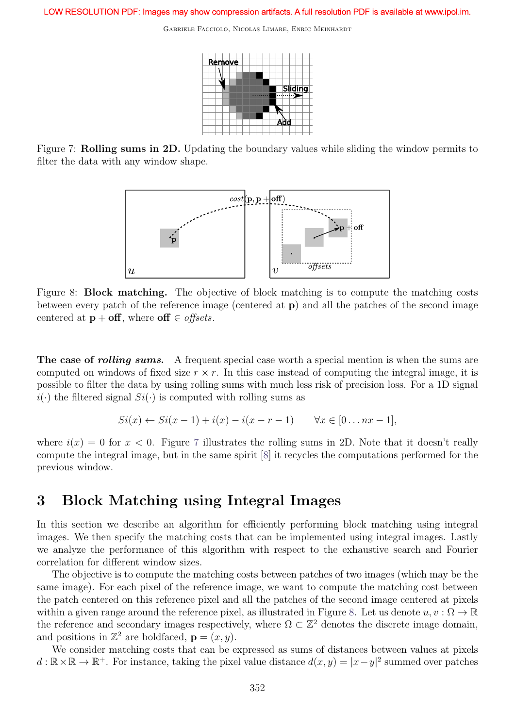LOW RESOLUTION PDF: Images may show compression artifacts. A full resolution PDF is available at www.ipol.im.

Figure 7: **Rolling sums in 2D.** Updating the boundary values while sliding the window permits to filter the data with any window shape.

Figure 8: **Block matching.** The objective of block matching is to compute the matching costs between every patch of the reference image (centered at $\mathbf{p}$) and all the patches of the second image centered at $\mathbf{p} + \mathbf{off}$, where $\mathbf{off} \in \mathit{offsets}$.

**The case of *rolling sums.*** A frequent special case worth a special mention is when the sums are computed on windows of fixed size $r \times r$. In this case instead of computing the integral image, it is possible to filter the data by using rolling sums with much less risk of precision loss. For a 1D signal $i(\cdot)$ the filtered signal $Si(\cdot)$ is computed with rolling sums as

$$Si(x) \leftarrow Si(x-1) + i(x) - i(x-r-1) \qquad \forall x \in [0 \dots nx-1],$$

where $i(x) = 0$ for $x < 0$. Figure 7 illustrates the rolling sums in 2D. Note that it doesn't really compute the integral image, but in the same spirit [8] it recycles the computations performed for the previous window.

# 3 Block Matching using Integral Images

In this section we describe an algorithm for efficiently performing block matching using integral images. We then specify the matching costs that can be implemented using integral images. Lastly we analyze the performance of this algorithm with respect to the exhaustive search and Fourier correlation for different window sizes.

The objective is to compute the matching costs between patches of two images (which may be the same image). For each pixel of the reference image, we want to compute the matching cost between the patch centered on this reference pixel and all the patches of the second image centered at pixels within a given range around the reference pixel, as illustrated in Figure 8. Let us denote $u, v : \Omega \to \mathbb{R}$ the reference and secondary images respectively, where $\Omega \subset \mathbb{Z}^2$ denotes the discrete image domain, and positions in $\mathbb{Z}^2$ are boldfaced, $\mathbf{p} = (x, y)$.

We consider matching costs that can be expressed as sums of distances between values at pixels $d : \mathbb{R} \times \mathbb{R} \to \mathbb{R}^+$. For instance, taking the pixel value distance $d(x, y) = |x - y|^2$ summed over patches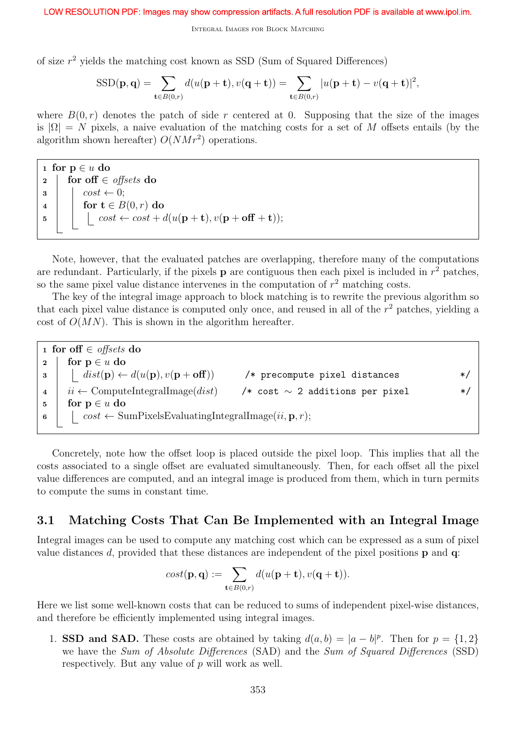of size $r^2$ yields the matching cost known as SSD (Sum of Squared Differences)

$$\text{SSD}(\mathbf{p},\mathbf{q}) = \sum_{\mathbf{t}\in B(0,r)} d(u(\mathbf{p}+\mathbf{t}), v(\mathbf{q}+\mathbf{t})) = \sum_{\mathbf{t}\in B(0,r)} |u(\mathbf{p}+\mathbf{t}) - v(\mathbf{q}+\mathbf{t})|^2,$$

where $B(0,r)$ denotes the patch of side $r$ centered at 0. Supposing that the size of the images is $|\Omega| = N$ pixels, a naive evaluation of the matching costs for a set of $M$ offsets entails (by the algorithm shown hereafter) $O(NMr^2)$ operations.

```
1 for p ∈ u do
2 |  for off ∈ offsets do
3 |  |  cost ← 0;
4 |  |  for t ∈ B(0, r) do
5 |  |  |  cost ← cost + d(u(p + t), v(p + off + t));
```

Note, however, that the evaluated patches are overlapping, therefore many of the computations are redundant. Particularly, if the pixels $\mathbf{p}$ are contiguous then each pixel is included in $r^2$ patches, so the same pixel value distance intervenes in the computation of $r^2$ matching costs.

The key of the integral image approach to block matching is to rewrite the previous algorithm so that each pixel value distance is computed only once, and reused in all of the $r^2$ patches, yielding a cost of $O(MN)$. This is shown in the algorithm hereafter.

```
1 for off ∈ offsets do
2 |  for p ∈ u do
3 |  |  dist(p) ← d(u(p), v(p + off))       /* precompute pixel distances      */
4 |  ii ← ComputeIntegralImage(dist)       /* cost ∼ 2 additions per pixel    */
5 |  for p ∈ u do
6 |  |  cost ← SumPixelsEvaluatingIntegralImage(ii, p, r);
```

Concretely, note how the offset loop is placed outside the pixel loop. This implies that all the costs associated to a single offset are evaluated simultaneously. Then, for each offset all the pixel value differences are computed, and an integral image is produced from them, which in turn permits to compute the sums in constant time.

## 3.1 Matching Costs That Can Be Implemented with an Integral Image

Integral images can be used to compute any matching cost which can be expressed as a sum of pixel value distances $d$, provided that these distances are independent of the pixel positions $\mathbf{p}$ and $\mathbf{q}$:

$$cost(\mathbf{p},\mathbf{q}) := \sum_{\mathbf{t}\in B(0,r)} d(u(\mathbf{p}+\mathbf{t}), v(\mathbf{q}+\mathbf{t})).$$

Here we list some well-known costs that can be reduced to sums of independent pixel-wise distances, and therefore be efficiently implemented using integral images.

1. **SSD and SAD.** These costs are obtained by taking $d(a,b) = |a-b|^p$. Then for $p = \{1,2\}$ we have the *Sum of Absolute Differences* (SAD) and the *Sum of Squared Differences* (SSD) respectively. But any value of $p$ will work as well.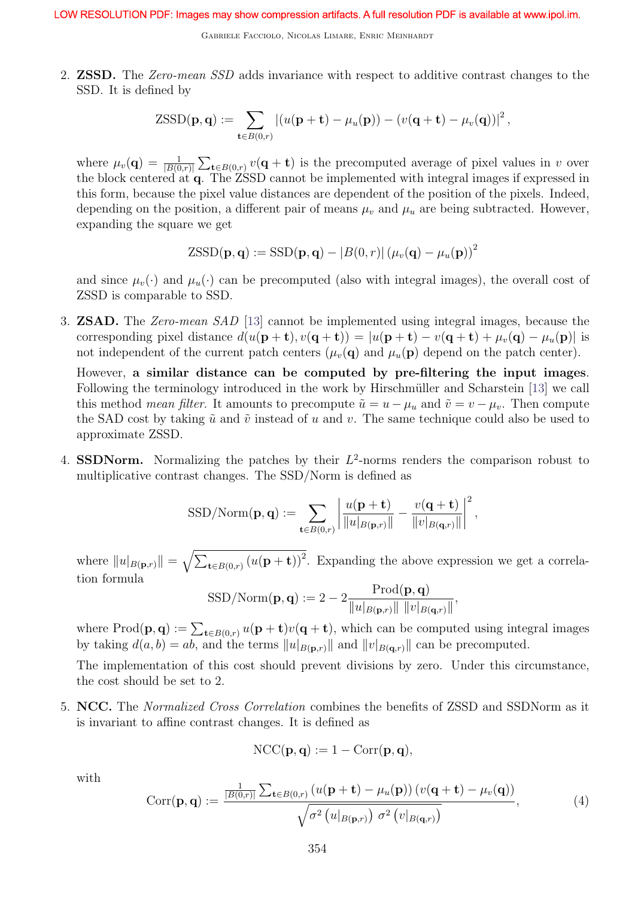2. **ZSSD.** The *Zero-mean SSD* adds invariance with respect to additive contrast changes to the SSD. It is defined by

$$\text{ZSSD}(\mathbf{p},\mathbf{q}) := \sum_{\mathbf{t}\in B(0,r)} \left|(u(\mathbf{p}+\mathbf{t}) - \mu_u(\mathbf{p})) - (v(\mathbf{q}+\mathbf{t}) - \mu_v(\mathbf{q}))\right|^2,$$

where $\mu_v(\mathbf{q}) = \frac{1}{|B(0,r)|}\sum_{\mathbf{t}\in B(0,r)} v(\mathbf{q}+\mathbf{t})$ is the precomputed average of pixel values in $v$ over the block centered at $\mathbf{q}$. The ZSSD cannot be implemented with integral images if expressed in this form, because the pixel value distances are dependent of the position of the pixels. Indeed, depending on the position, a different pair of means $\mu_v$ and $\mu_u$ are being subtracted. However, expanding the square we get

$$\text{ZSSD}(\mathbf{p},\mathbf{q}) := \text{SSD}(\mathbf{p},\mathbf{q}) - |B(0,r)|\left(\mu_v(\mathbf{q}) - \mu_u(\mathbf{p})\right)^2$$

and since $\mu_v(\cdot)$ and $\mu_u(\cdot)$ can be precomputed (also with integral images), the overall cost of ZSSD is comparable to SSD.

3. **ZSAD.** The *Zero-mean SAD* [13] cannot be implemented using integral images, because the corresponding pixel distance $d(u(\mathbf{p}+\mathbf{t}), v(\mathbf{q}+\mathbf{t})) = |u(\mathbf{p}+\mathbf{t}) - v(\mathbf{q}+\mathbf{t}) + \mu_v(\mathbf{q}) - \mu_u(\mathbf{p})|$ is not independent of the current patch centers ($\mu_v(\mathbf{q})$ and $\mu_u(\mathbf{p})$ depend on the patch center).

   However, **a similar distance can be computed by pre-filtering the input images**. Following the terminology introduced in the work by Hirschmüller and Scharstein [13] we call this method *mean filter*. It amounts to precompute $\tilde{u} = u - \mu_u$ and $\tilde{v} = v - \mu_v$. Then compute the SAD cost by taking $\tilde{u}$ and $\tilde{v}$ instead of $u$ and $v$. The same technique could also be used to approximate ZSSD.

4. **SSDNorm.** Normalizing the patches by their $L^2$-norms renders the comparison robust to multiplicative contrast changes. The SSD/Norm is defined as

$$\text{SSD/Norm}(\mathbf{p},\mathbf{q}) := \sum_{\mathbf{t}\in B(0,r)} \left|\frac{u(\mathbf{p}+\mathbf{t})}{\|u|_{B(\mathbf{p},r)}\|} - \frac{v(\mathbf{q}+\mathbf{t})}{\|v|_{B(\mathbf{q},r)}\|}\right|^2,$$

where $\|u|_{B(\mathbf{p},r)}\| = \sqrt{\sum_{\mathbf{t}\in B(0,r)} \left(u(\mathbf{p}+\mathbf{t})\right)^2}$. Expanding the above expression we get a correlation formula

$$\text{SSD/Norm}(\mathbf{p},\mathbf{q}) := 2 - 2\frac{\text{Prod}(\mathbf{p},\mathbf{q})}{\|u|_{B(\mathbf{p},r)}\|\ \|v|_{B(\mathbf{q},r)}\|},$$

where $\text{Prod}(\mathbf{p},\mathbf{q}) := \sum_{\mathbf{t}\in B(0,r)} u(\mathbf{p}+\mathbf{t})v(\mathbf{q}+\mathbf{t})$, which can be computed using integral images by taking $d(a,b) = ab$, and the terms $\|u|_{B(\mathbf{p},r)}\|$ and $\|v|_{B(\mathbf{q},r)}\|$ can be precomputed.

   The implementation of this cost should prevent divisions by zero. Under this circumstance, the cost should be set to 2.

5. **NCC.** The *Normalized Cross Correlation* combines the benefits of ZSSD and SSDNorm as it is invariant to affine contrast changes. It is defined as

$$\text{NCC}(\mathbf{p},\mathbf{q}) := 1 - \text{Corr}(\mathbf{p},\mathbf{q}),$$

with

$$\text{Corr}(\mathbf{p},\mathbf{q}) := \frac{\frac{1}{|B(0,r)|}\sum_{\mathbf{t}\in B(0,r)} \left(u(\mathbf{p}+\mathbf{t}) - \mu_u(\mathbf{p})\right)\left(v(\mathbf{q}+\mathbf{t}) - \mu_v(\mathbf{q})\right)}{\sqrt{\sigma^2\left(u|_{B(\mathbf{p},r)}\right)\,\sigma^2\left(v|_{B(\mathbf{q},r)}\right)}}, \tag{4}$$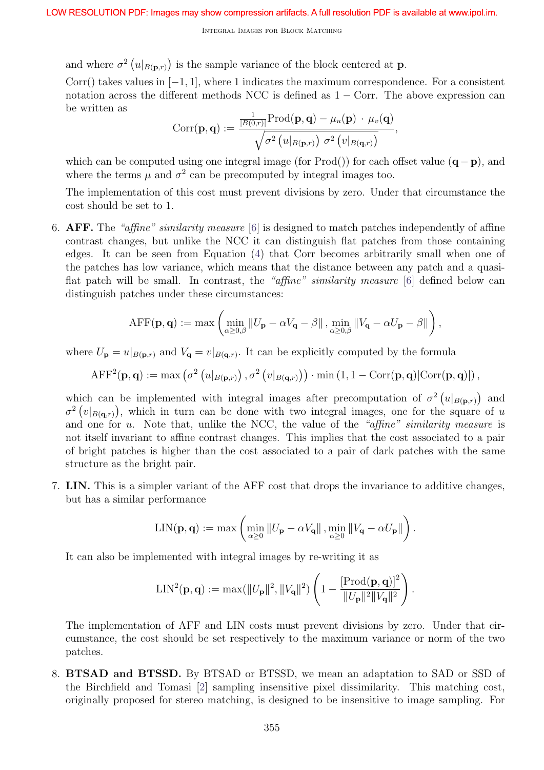and where $\sigma^2\left(u|_{B(\mathbf{p},r)}\right)$ is the sample variance of the block centered at $\mathbf{p}$.

Corr() takes values in $[-1, 1]$, where 1 indicates the maximum correspondence. For a consistent notation across the different methods NCC is defined as $1 - \text{Corr}$. The above expression can be written as

$$\text{Corr}(\mathbf{p}, \mathbf{q}) := \frac{\frac{1}{|B(0,r)|}\text{Prod}(\mathbf{p}, \mathbf{q}) - \mu_u(\mathbf{p}) \cdot \mu_v(\mathbf{q})}{\sqrt{\sigma^2\left(u|_{B(\mathbf{p},r)}\right)\, \sigma^2\left(v|_{B(\mathbf{q},r)}\right)}},$$

which can be computed using one integral image (for Prod()) for each offset value $(\mathbf{q} - \mathbf{p})$, and where the terms $\mu$ and $\sigma^2$ can be precomputed by integral images too.

The implementation of this cost must prevent divisions by zero. Under that circumstance the cost should be set to 1.

6. **AFF.** The *"affine" similarity measure* [6] is designed to match patches independently of affine contrast changes, but unlike the NCC it can distinguish flat patches from those containing edges. It can be seen from Equation (4) that Corr becomes arbitrarily small when one of the patches has low variance, which means that the distance between any patch and a quasi-flat patch will be small. In contrast, the *"affine" similarity measure* [6] defined below can distinguish patches under these circumstances:

$$\text{AFF}(\mathbf{p}, \mathbf{q}) := \max\left(\min_{\alpha \geq 0, \beta} \|U_\mathbf{p} - \alpha V_\mathbf{q} - \beta\|, \min_{\alpha \geq 0, \beta} \|V_\mathbf{q} - \alpha U_\mathbf{p} - \beta\|\right),$$

where $U_\mathbf{p} = u|_{B(\mathbf{p},r)}$ and $V_\mathbf{q} = v|_{B(\mathbf{q},r)}$. It can be explicitly computed by the formula

$$\text{AFF}^2(\mathbf{p}, \mathbf{q}) := \max\left(\sigma^2\left(u|_{B(\mathbf{p},r)}\right), \sigma^2\left(v|_{B(\mathbf{q},r)}\right)\right) \cdot \min\left(1, 1 - \text{Corr}(\mathbf{p}, \mathbf{q})|\text{Corr}(\mathbf{p}, \mathbf{q})|\right),$$

which can be implemented with integral images after precomputation of $\sigma^2\left(u|_{B(\mathbf{p},r)}\right)$ and $\sigma^2\left(v|_{B(\mathbf{q},r)}\right)$, which in turn can be done with two integral images, one for the square of $u$ and one for $u$. Note that, unlike the NCC, the value of the *"affine" similarity measure* is not itself invariant to affine contrast changes. This implies that the cost associated to a pair of bright patches is higher than the cost associated to a pair of dark patches with the same structure as the bright pair.

7. **LIN.** This is a simpler variant of the AFF cost that drops the invariance to additive changes, but has a similar performance

$$\text{LIN}(\mathbf{p}, \mathbf{q}) := \max\left(\min_{\alpha \geq 0} \|U_\mathbf{p} - \alpha V_\mathbf{q}\|, \min_{\alpha \geq 0} \|V_\mathbf{q} - \alpha U_\mathbf{p}\|\right).$$

It can also be implemented with integral images by re-writing it as

$$\text{LIN}^2(\mathbf{p}, \mathbf{q}) := \max(\|U_\mathbf{p}\|^2, \|V_\mathbf{q}\|^2)\left(1 - \frac{[\text{Prod}(\mathbf{p}, \mathbf{q})]^2}{\|U_\mathbf{p}\|^2 \|V_\mathbf{q}\|^2}\right).$$

The implementation of AFF and LIN costs must prevent divisions by zero. Under that circumstance, the cost should be set respectively to the maximum variance or norm of the two patches.

8. **BTSAD and BTSSD.** By BTSAD or BTSSD, we mean an adaptation to SAD or SSD of the Birchfield and Tomasi [2] sampling insensitive pixel dissimilarity. This matching cost, originally proposed for stereo matching, is designed to be insensitive to image sampling. For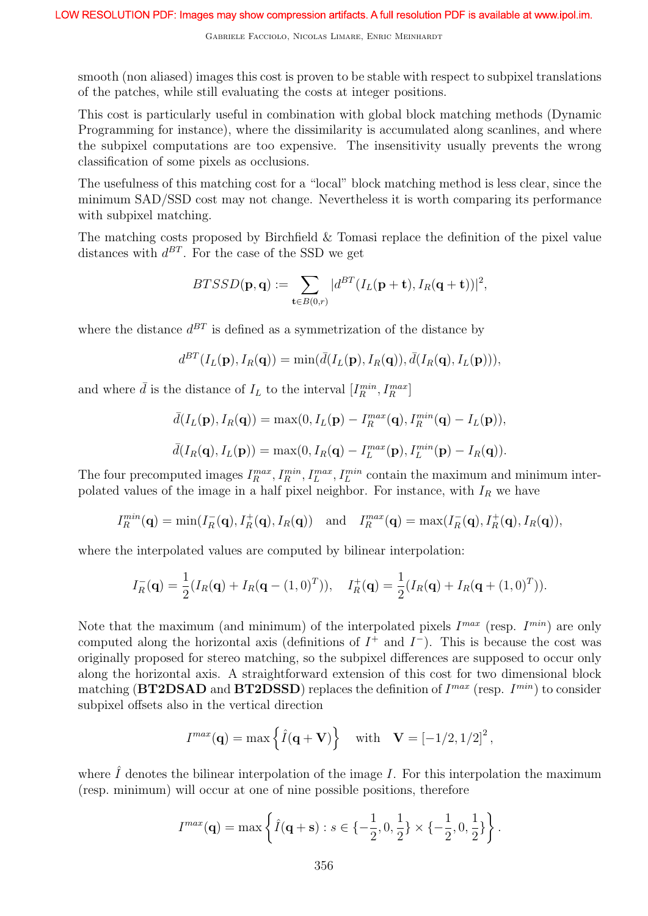smooth (non aliased) images this cost is proven to be stable with respect to subpixel translations of the patches, while still evaluating the costs at integer positions.

This cost is particularly useful in combination with global block matching methods (Dynamic Programming for instance), where the dissimilarity is accumulated along scanlines, and where the subpixel computations are too expensive. The insensitivity usually prevents the wrong classification of some pixels as occlusions.

The usefulness of this matching cost for a "local" block matching method is less clear, since the minimum SAD/SSD cost may not change. Nevertheless it is worth comparing its performance with subpixel matching.

The matching costs proposed by Birchfield & Tomasi replace the definition of the pixel value distances with $d^{BT}$. For the case of the SSD we get

$$BTSSD(\mathbf{p}, \mathbf{q}) := \sum_{\mathbf{t} \in B(0,r)} |d^{BT}(I_L(\mathbf{p} + \mathbf{t}), I_R(\mathbf{q} + \mathbf{t}))|^2,$$

where the distance $d^{BT}$ is defined as a symmetrization of the distance by

$$d^{BT}(I_L(\mathbf{p}), I_R(\mathbf{q})) = \min(\bar{d}(I_L(\mathbf{p}), I_R(\mathbf{q})), \bar{d}(I_R(\mathbf{q}), I_L(\mathbf{p}))),$$

and where $\bar{d}$ is the distance of $I_L$ to the interval $[I_R^{min}, I_R^{max}]$

$$\bar{d}(I_L(\mathbf{p}), I_R(\mathbf{q})) = \max(0, I_L(\mathbf{p}) - I_R^{max}(\mathbf{q}), I_R^{min}(\mathbf{q}) - I_L(\mathbf{p})),$$

$$\bar{d}(I_R(\mathbf{q}), I_L(\mathbf{p})) = \max(0, I_R(\mathbf{q}) - I_L^{max}(\mathbf{p}), I_L^{min}(\mathbf{p}) - I_R(\mathbf{q})).$$

The four precomputed images $I_R^{max}, I_R^{min}, I_L^{max}, I_L^{min}$ contain the maximum and minimum interpolated values of the image in a half pixel neighbor. For instance, with $I_R$ we have

$$I_R^{min}(\mathbf{q}) = \min(I_R^-(\mathbf{q}), I_R^+(\mathbf{q}), I_R(\mathbf{q})) \quad \text{and} \quad I_R^{max}(\mathbf{q}) = \max(I_R^-(\mathbf{q}), I_R^+(\mathbf{q}), I_R(\mathbf{q})),$$

where the interpolated values are computed by bilinear interpolation:

$$I_R^-(\mathbf{q}) = \frac{1}{2}(I_R(\mathbf{q}) + I_R(\mathbf{q} - (1,0)^T)), \quad I_R^+(\mathbf{q}) = \frac{1}{2}(I_R(\mathbf{q}) + I_R(\mathbf{q} + (1,0)^T)).$$

Note that the maximum (and minimum) of the interpolated pixels $I^{max}$ (resp. $I^{min}$) are only computed along the horizontal axis (definitions of $I^+$ and $I^-$). This is because the cost was originally proposed for stereo matching, so the subpixel differences are supposed to occur only along the horizontal axis. A straightforward extension of this cost for two dimensional block matching (**BT2DSAD** and **BT2DSSD**) replaces the definition of $I^{max}$ (resp. $I^{min}$) to consider subpixel offsets also in the vertical direction

$$I^{max}(\mathbf{q}) = \max\left\{\hat{I}(\mathbf{q} + \mathbf{V})\right\} \quad \text{with} \quad \mathbf{V} = [-1/2, 1/2]^2,$$

where $\hat{I}$ denotes the bilinear interpolation of the image $I$. For this interpolation the maximum (resp. minimum) will occur at one of nine possible positions, therefore

$$I^{max}(\mathbf{q}) = \max\left\{\hat{I}(\mathbf{q} + \mathbf{s}) : s \in \{-\frac{1}{2}, 0, \frac{1}{2}\} \times \{-\frac{1}{2}, 0, \frac{1}{2}\}\right\}.$$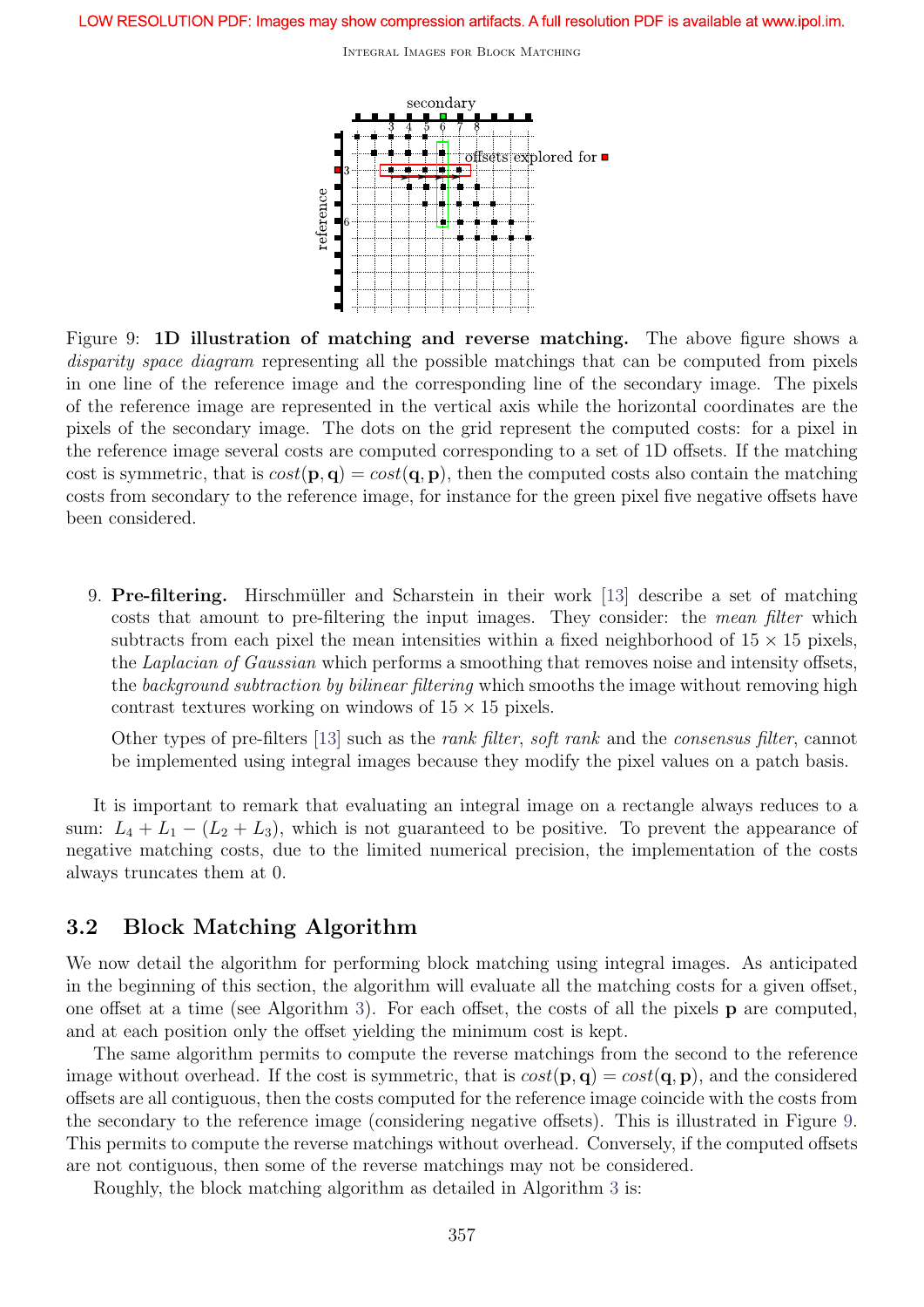Figure 9: **1D illustration of matching and reverse matching.** The above figure shows a *disparity space diagram* representing all the possible matchings that can be computed from pixels in one line of the reference image and the corresponding line of the secondary image. The pixels of the reference image are represented in the vertical axis while the horizontal coordinates are the pixels of the secondary image. The dots on the grid represent the computed costs: for a pixel in the reference image several costs are computed corresponding to a set of 1D offsets. If the matching cost is symmetric, that is $cost(\mathbf{p}, \mathbf{q}) = cost(\mathbf{q}, \mathbf{p})$, then the computed costs also contain the matching costs from secondary to the reference image, for instance for the green pixel five negative offsets have been considered.

9. **Pre-filtering.** Hirschmüller and Scharstein in their work [13] describe a set of matching costs that amount to pre-filtering the input images. They consider: the *mean filter* which subtracts from each pixel the mean intensities within a fixed neighborhood of $15 \times 15$ pixels, the *Laplacian of Gaussian* which performs a smoothing that removes noise and intensity offsets, the *background subtraction by bilinear filtering* which smooths the image without removing high contrast textures working on windows of $15 \times 15$ pixels.

   Other types of pre-filters [13] such as the *rank filter*, *soft rank* and the *consensus filter*, cannot be implemented using integral images because they modify the pixel values on a patch basis.

It is important to remark that evaluating an integral image on a rectangle always reduces to a sum: $L_4 + L_1 - (L_2 + L_3)$, which is not guaranteed to be positive. To prevent the appearance of negative matching costs, due to the limited numerical precision, the implementation of the costs always truncates them at 0.

## 3.2 Block Matching Algorithm

We now detail the algorithm for performing block matching using integral images. As anticipated in the beginning of this section, the algorithm will evaluate all the matching costs for a given offset, one offset at a time (see Algorithm 3). For each offset, the costs of all the pixels $\mathbf{p}$ are computed, and at each position only the offset yielding the minimum cost is kept.

The same algorithm permits to compute the reverse matchings from the second to the reference image without overhead. If the cost is symmetric, that is $cost(\mathbf{p}, \mathbf{q}) = cost(\mathbf{q}, \mathbf{p})$, and the considered offsets are all contiguous, then the costs computed for the reference image coincide with the costs from the secondary to the reference image (considering negative offsets). This is illustrated in Figure 9. This permits to compute the reverse matchings without overhead. Conversely, if the computed offsets are not contiguous, then some of the reverse matchings may not be considered.

Roughly, the block matching algorithm as detailed in Algorithm 3 is: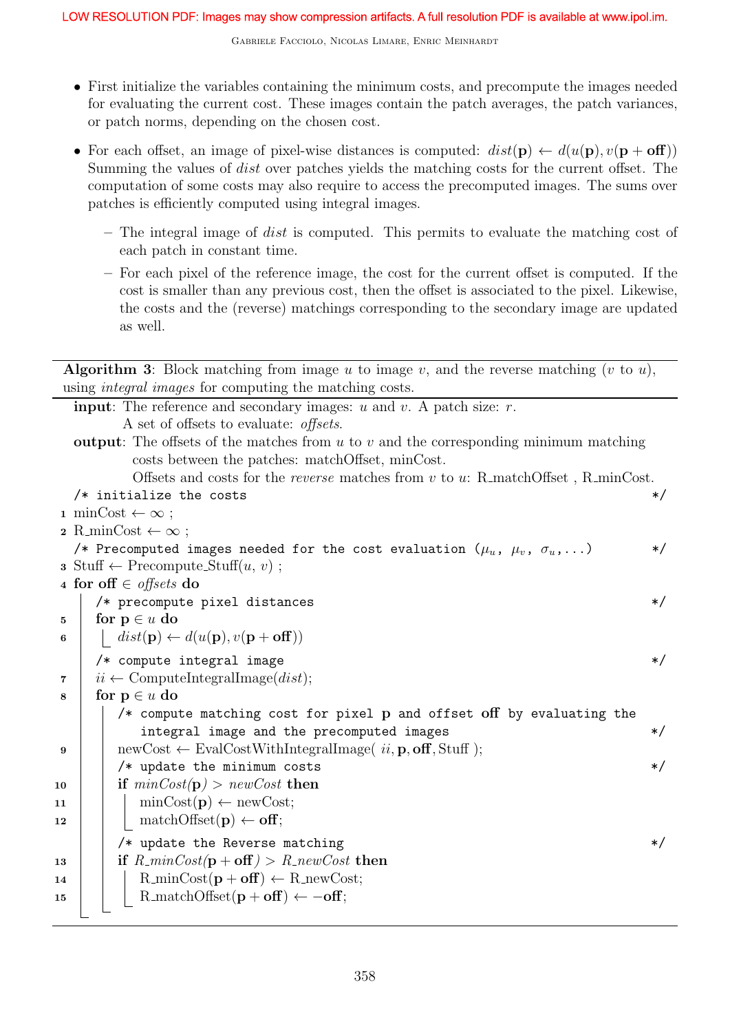- First initialize the variables containing the minimum costs, and precompute the images needed for evaluating the current cost. These images contain the patch averages, the patch variances, or patch norms, depending on the chosen cost.
- For each offset, an image of pixel-wise distances is computed: $dist(\mathbf{p}) \leftarrow d(u(\mathbf{p}), v(\mathbf{p} + \mathbf{off}))$ Summing the values of $dist$ over patches yields the matching costs for the current offset. The computation of some costs may also require to access the precomputed images. The sums over patches is efficiently computed using integral images.
  - The integral image of $dist$ is computed. This permits to evaluate the matching cost of each patch in constant time.
  - For each pixel of the reference image, the cost for the current offset is computed. If the cost is smaller than any previous cost, then the offset is associated to the pixel. Likewise, the costs and the (reverse) matchings corresponding to the secondary image are updated as well.

**Algorithm 3**: Block matching from image $u$ to image $v$, and the reverse matching ($v$ to $u$), using *integral images* for computing the matching costs.

```
input: The reference and secondary images: u and v. A patch size: r.
       A set of offsets to evaluate: offsets.
output: The offsets of the matches from u to v and the corresponding minimum matching
        costs between the patches: matchOffset, minCost.
        Offsets and costs for the reverse matches from v to u: R_matchOffset , R_minCost.
   /* initialize the costs */
1  minCost ← ∞ ;
2  R_minCost ← ∞ ;
   /* Precomputed images needed for the cost evaluation (μ_u, μ_v, σ_u,...) */
3  Stuff ← Precompute_Stuff(u, v) ;
4  for off ∈ offsets do
       /* precompute pixel distances */
5      for p ∈ u do
6          dist(p) ← d(u(p), v(p + off))
       /* compute integral image */
7      ii ← ComputeIntegralImage(dist);
8      for p ∈ u do
           /* compute matching cost for pixel p and offset off by evaluating the
              integral image and the precomputed images */
9          newCost ← EvalCostWithIntegralImage( ii, p, off, Stuff );
           /* update the minimum costs */
10         if minCost(p) > newCost then
11             minCost(p) ← newCost;
12             matchOffset(p) ← off;
           /* update the Reverse matching */
13         if R_minCost(p + off) > R_newCost then
14             R_minCost(p + off) ← R_newCost;
15             R_matchOffset(p + off) ← −off;
```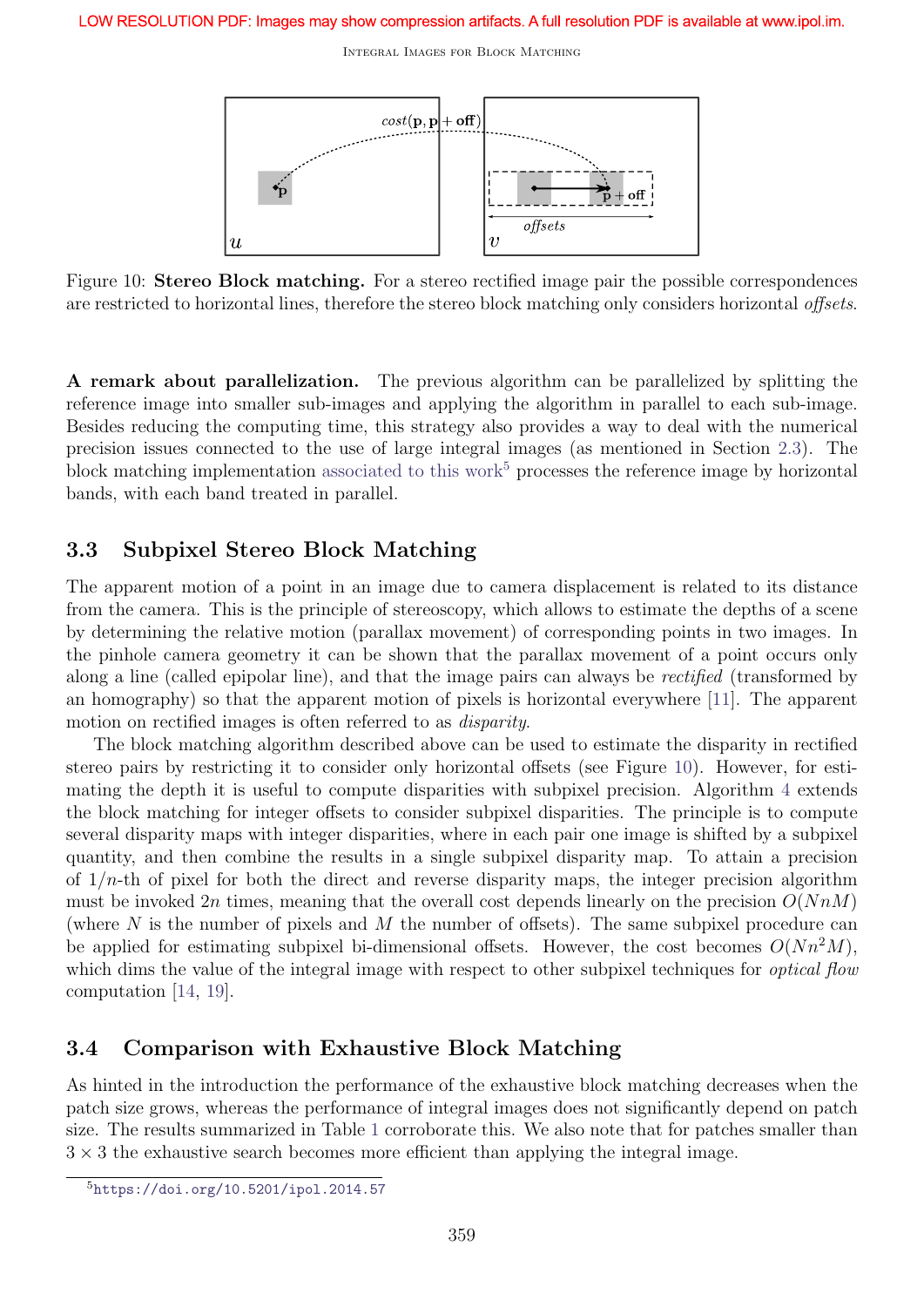Figure 10: **Stereo Block matching.** For a stereo rectified image pair the possible correspondences are restricted to horizontal lines, therefore the stereo block matching only considers horizontal *offsets*.

**A remark about parallelization.** The previous algorithm can be parallelized by splitting the reference image into smaller sub-images and applying the algorithm in parallel to each sub-image. Besides reducing the computing time, this strategy also provides a way to deal with the numerical precision issues connected to the use of large integral images (as mentioned in Section 2.3). The block matching implementation associated to this work[5] processes the reference image by horizontal bands, with each band treated in parallel.

## 3.3 Subpixel Stereo Block Matching

The apparent motion of a point in an image due to camera displacement is related to its distance from the camera. This is the principle of stereoscopy, which allows to estimate the depths of a scene by determining the relative motion (parallax movement) of corresponding points in two images. In the pinhole camera geometry it can be shown that the parallax movement of a point occurs only along a line (called epipolar line), and that the image pairs can always be *rectified* (transformed by an homography) so that the apparent motion of pixels is horizontal everywhere [11]. The apparent motion on rectified images is often referred to as *disparity*.

The block matching algorithm described above can be used to estimate the disparity in rectified stereo pairs by restricting it to consider only horizontal offsets (see Figure 10). However, for estimating the depth it is useful to compute disparities with subpixel precision. Algorithm 4 extends the block matching for integer offsets to consider subpixel disparities. The principle is to compute several disparity maps with integer disparities, where in each pair one image is shifted by a subpixel quantity, and then combine the results in a single subpixel disparity map. To attain a precision of $1/n$-th of pixel for both the direct and reverse disparity maps, the integer precision algorithm must be invoked $2n$ times, meaning that the overall cost depends linearly on the precision $O(NnM)$ (where $N$ is the number of pixels and $M$ the number of offsets). The same subpixel procedure can be applied for estimating subpixel bi-dimensional offsets. However, the cost becomes $O(Nn^2M)$, which dims the value of the integral image with respect to other subpixel techniques for *optical flow* computation [14, 19].

## 3.4 Comparison with Exhaustive Block Matching

As hinted in the introduction the performance of the exhaustive block matching decreases when the patch size grows, whereas the performance of integral images does not significantly depend on patch size. The results summarized in Table 1 corroborate this. We also note that for patches smaller than $3 \times 3$ the exhaustive search becomes more efficient than applying the integral image.

[5] https://doi.org/10.5201/ipol.2014.57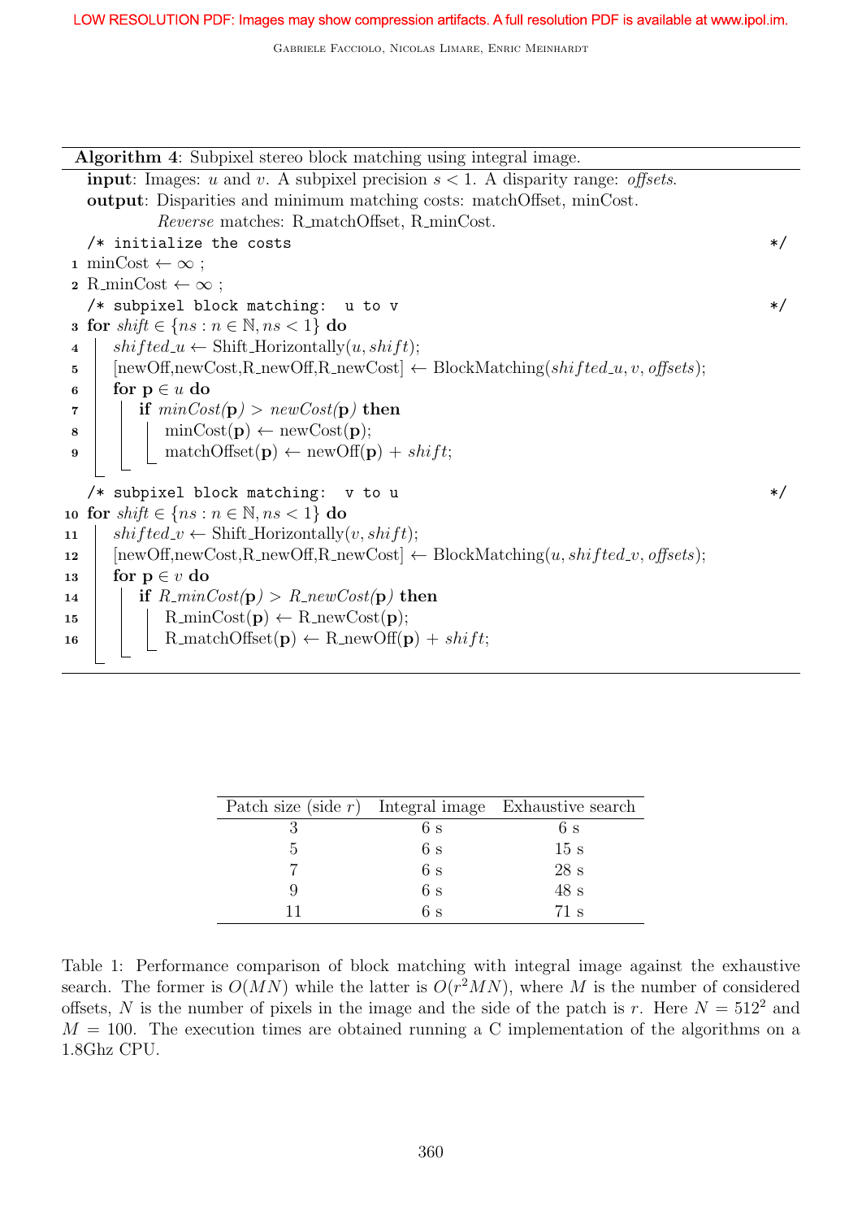LOW RESOLUTION PDF: Images may show compression artifacts. A full resolution PDF is available at www.ipol.im.

**Algorithm 4**: Subpixel stereo block matching using integral image.

```
input: Images: u and v. A subpixel precision s < 1. A disparity range: offsets.
output: Disparities and minimum matching costs: matchOffset, minCost.
        Reverse matches: R_matchOffset, R_minCost.
   /* initialize the costs                                                   */
1  minCost ← ∞ ;
2  R_minCost ← ∞ ;
   /* subpixel block matching:  u to v                                       */
3  for shift ∈ {ns : n ∈ ℕ, ns < 1} do
4  |   shifted_u ← Shift_Horizontally(u, shift);
5  |   [newOff,newCost,R_newOff,R_newCost] ← BlockMatching(shifted_u, v, offsets);
6  |   for p ∈ u do
7  |   |   if minCost(p) > newCost(p) then
8  |   |   |   minCost(p) ← newCost(p);
9  |   |   |   matchOffset(p) ← newOff(p) + shift;
   /* subpixel block matching:  v to u                                       */
10 for shift ∈ {ns : n ∈ ℕ, ns < 1} do
11 |   shifted_v ← Shift_Horizontally(v, shift);
12 |   [newOff,newCost,R_newOff,R_newCost] ← BlockMatching(u, shifted_v, offsets);
13 |   for p ∈ v do
14 |   |   if R_minCost(p) > R_newCost(p) then
15 |   |   |   R_minCost(p) ← R_newCost(p);
16 |   |   |   R_matchOffset(p) ← R_newOff(p) + shift;
```

| Patch size (side $r$) | Integral image | Exhaustive search |
|---|---|---|
| 3 | 6 s | 6 s |
| 5 | 6 s | 15 s |
| 7 | 6 s | 28 s |
| 9 | 6 s | 48 s |
| 11 | 6 s | 71 s |

Table 1: Performance comparison of block matching with integral image against the exhaustive search. The former is $O(MN)$ while the latter is $O(r^2MN)$, where $M$ is the number of considered offsets, $N$ is the number of pixels in the image and the side of the patch is $r$. Here $N = 512^2$ and $M = 100$. The execution times are obtained running a C implementation of the algorithms on a 1.8Ghz CPU.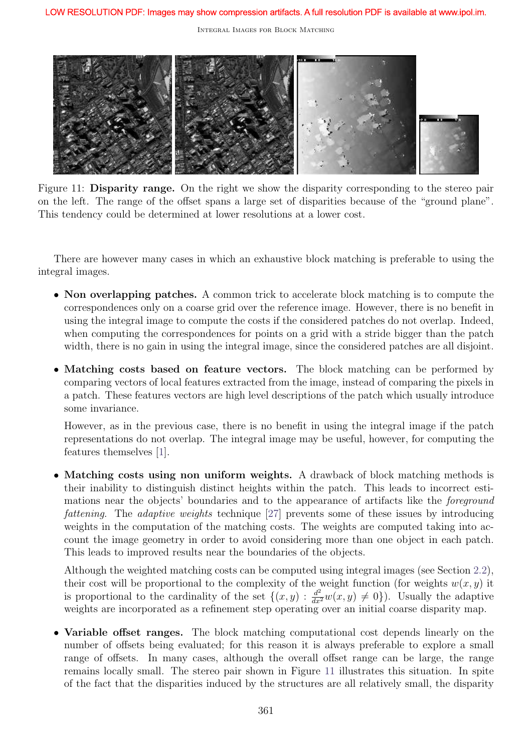Figure 11: **Disparity range.** On the right we show the disparity corresponding to the stereo pair on the left. The range of the offset spans a large set of disparities because of the "ground plane". This tendency could be determined at lower resolutions at a lower cost.

There are however many cases in which an exhaustive block matching is preferable to using the integral images.

- **Non overlapping patches.** A common trick to accelerate block matching is to compute the correspondences only on a coarse grid over the reference image. However, there is no benefit in using the integral image to compute the costs if the considered patches do not overlap. Indeed, when computing the correspondences for points on a grid with a stride bigger than the patch width, there is no gain in using the integral image, since the considered patches are all disjoint.

- **Matching costs based on feature vectors.** The block matching can be performed by comparing vectors of local features extracted from the image, instead of comparing the pixels in a patch. These features vectors are high level descriptions of the patch which usually introduce some invariance.

  However, as in the previous case, there is no benefit in using the integral image if the patch representations do not overlap. The integral image may be useful, however, for computing the features themselves [1].

- **Matching costs using non uniform weights.** A drawback of block matching methods is their inability to distinguish distinct heights within the patch. This leads to incorrect estimations near the objects' boundaries and to the appearance of artifacts like the *foreground fattening*. The *adaptive weights* technique [27] prevents some of these issues by introducing weights in the computation of the matching costs. The weights are computed taking into account the image geometry in order to avoid considering more than one object in each patch. This leads to improved results near the boundaries of the objects.

  Although the weighted matching costs can be computed using integral images (see Section 2.2), their cost will be proportional to the complexity of the weight function (for weights $w(x, y)$ it is proportional to the cardinality of the set $\{(x, y) : \frac{d^2}{dx^2} w(x, y) \neq 0\}$). Usually the adaptive weights are incorporated as a refinement step operating over an initial coarse disparity map.

- **Variable offset ranges.** The block matching computational cost depends linearly on the number of offsets being evaluated; for this reason it is always preferable to explore a small range of offsets. In many cases, although the overall offset range can be large, the range remains locally small. The stereo pair shown in Figure 11 illustrates this situation. In spite of the fact that the disparities induced by the structures are all relatively small, the disparity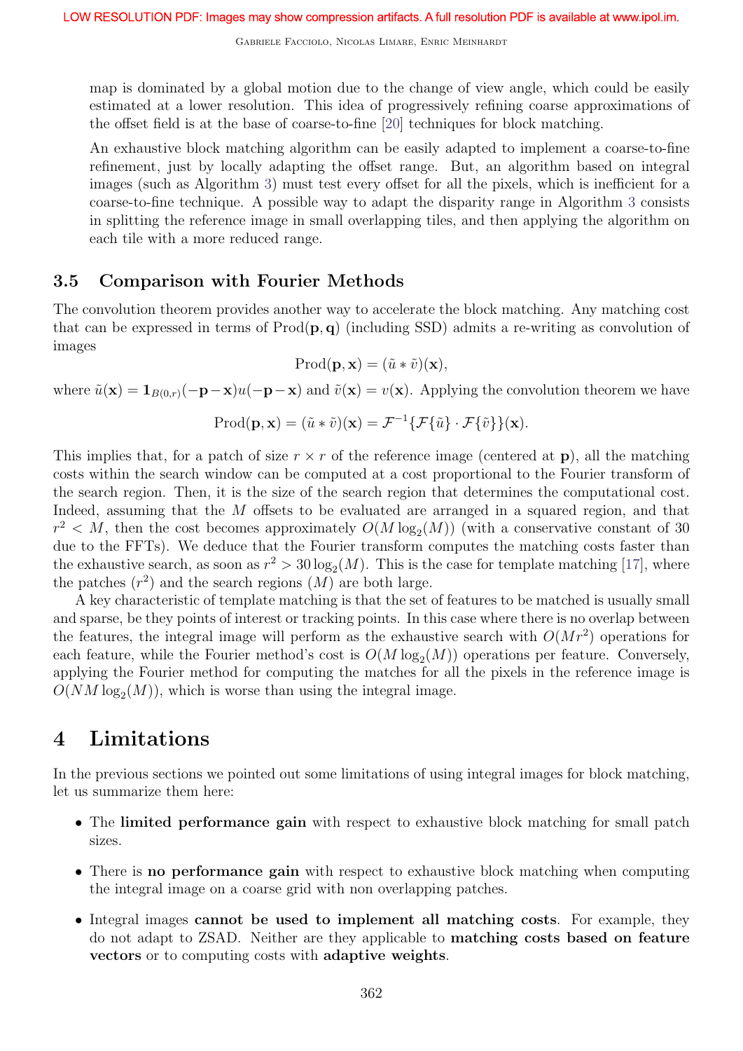map is dominated by a global motion due to the change of view angle, which could be easily estimated at a lower resolution. This idea of progressively refining coarse approximations of the offset field is at the base of coarse-to-fine [20] techniques for block matching.

An exhaustive block matching algorithm can be easily adapted to implement a coarse-to-fine refinement, just by locally adapting the offset range. But, an algorithm based on integral images (such as Algorithm 3) must test every offset for all the pixels, which is inefficient for a coarse-to-fine technique. A possible way to adapt the disparity range in Algorithm 3 consists in splitting the reference image in small overlapping tiles, and then applying the algorithm on each tile with a more reduced range.

### 3.5 Comparison with Fourier Methods

The convolution theorem provides another way to accelerate the block matching. Any matching cost that can be expressed in terms of $\text{Prod}(\mathbf{p}, \mathbf{q})$ (including SSD) admits a re-writing as convolution of images

$$\text{Prod}(\mathbf{p}, \mathbf{x}) = (\tilde{u} * \tilde{v})(\mathbf{x}),$$

where $\tilde{u}(\mathbf{x}) = \mathbf{1}_{B(0,r)}(-\mathbf{p}-\mathbf{x})u(-\mathbf{p}-\mathbf{x})$ and $\tilde{v}(\mathbf{x}) = v(\mathbf{x})$. Applying the convolution theorem we have

$$\text{Prod}(\mathbf{p}, \mathbf{x}) = (\tilde{u} * \tilde{v})(\mathbf{x}) = \mathcal{F}^{-1}\{\mathcal{F}\{\tilde{u}\} \cdot \mathcal{F}\{\tilde{v}\}\}(\mathbf{x}).$$

This implies that, for a patch of size $r \times r$ of the reference image (centered at $\mathbf{p}$), all the matching costs within the search window can be computed at a cost proportional to the Fourier transform of the search region. Then, it is the size of the search region that determines the computational cost. Indeed, assuming that the $M$ offsets to be evaluated are arranged in a squared region, and that $r^2 < M$, then the cost becomes approximately $O(M \log_2(M))$ (with a conservative constant of 30 due to the FFTs). We deduce that the Fourier transform computes the matching costs faster than the exhaustive search, as soon as $r^2 > 30 \log_2(M)$. This is the case for template matching [17], where the patches ($r^2$) and the search regions ($M$) are both large.

A key characteristic of template matching is that the set of features to be matched is usually small and sparse, be they points of interest or tracking points. In this case where there is no overlap between the features, the integral image will perform as the exhaustive search with $O(Mr^2)$ operations for each feature, while the Fourier method's cost is $O(M \log_2(M))$ operations per feature. Conversely, applying the Fourier method for computing the matches for all the pixels in the reference image is $O(NM \log_2(M))$, which is worse than using the integral image.

## 4 Limitations

In the previous sections we pointed out some limitations of using integral images for block matching, let us summarize them here:

- The **limited performance gain** with respect to exhaustive block matching for small patch sizes.
- There is **no performance gain** with respect to exhaustive block matching when computing the integral image on a coarse grid with non overlapping patches.
- Integral images **cannot be used to implement all matching costs**. For example, they do not adapt to ZSAD. Neither are they applicable to **matching costs based on feature vectors** or to computing costs with **adaptive weights**.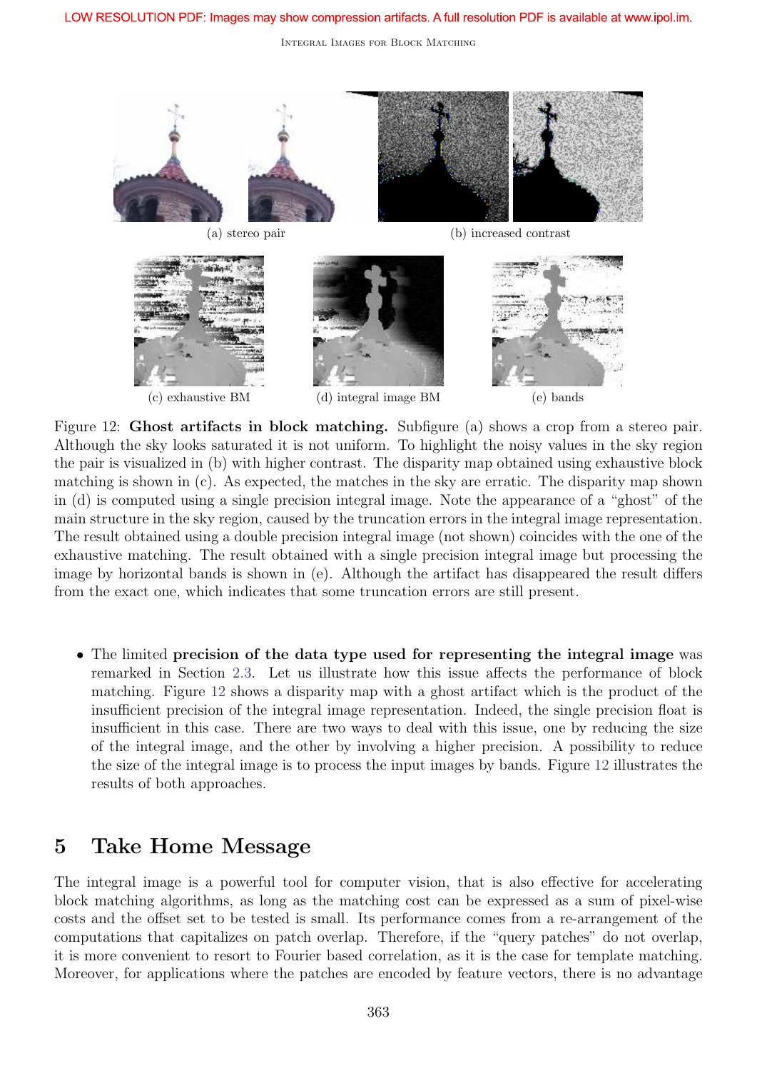(a) stereo pair

(b) increased contrast

(c) exhaustive BM

(d) integral image BM

(e) bands

Figure 12: **Ghost artifacts in block matching.** Subfigure (a) shows a crop from a stereo pair. Although the sky looks saturated it is not uniform. To highlight the noisy values in the sky region the pair is visualized in (b) with higher contrast. The disparity map obtained using exhaustive block matching is shown in (c). As expected, the matches in the sky are erratic. The disparity map shown in (d) is computed using a single precision integral image. Note the appearance of a "ghost" of the main structure in the sky region, caused by the truncation errors in the integral image representation. The result obtained using a double precision integral image (not shown) coincides with the one of the exhaustive matching. The result obtained with a single precision integral image but processing the image by horizontal bands is shown in (e). Although the artifact has disappeared the result differs from the exact one, which indicates that some truncation errors are still present.

- The limited **precision of the data type used for representing the integral image** was remarked in Section 2.3. Let us illustrate how this issue affects the performance of block matching. Figure 12 shows a disparity map with a ghost artifact which is the product of the insufficient precision of the integral image representation. Indeed, the single precision float is insufficient in this case. There are two ways to deal with this issue, one by reducing the size of the integral image, and the other by involving a higher precision. A possibility to reduce the size of the integral image is to process the input images by bands. Figure 12 illustrates the results of both approaches.

## 5 Take Home Message

The integral image is a powerful tool for computer vision, that is also effective for accelerating block matching algorithms, as long as the matching cost can be expressed as a sum of pixel-wise costs and the offset set to be tested is small. Its performance comes from a re-arrangement of the computations that capitalizes on patch overlap. Therefore, if the "query patches" do not overlap, it is more convenient to resort to Fourier based correlation, as it is the case for template matching. Moreover, for applications where the patches are encoded by feature vectors, there is no advantage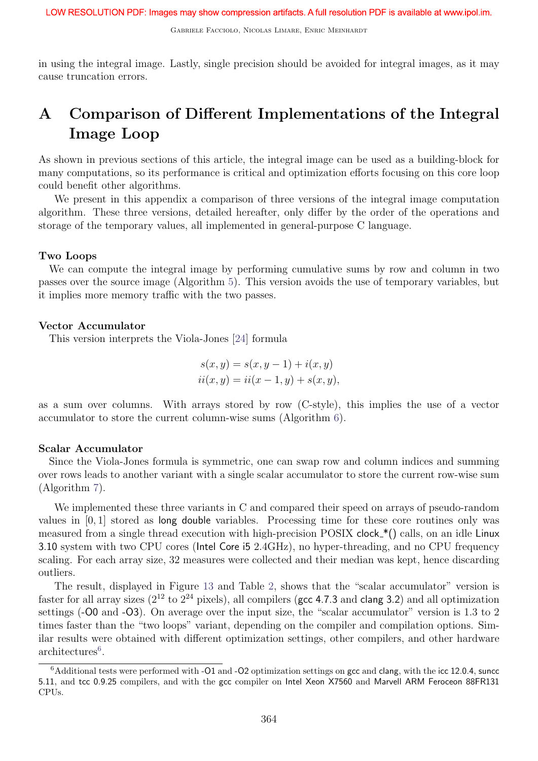in using the integral image. Lastly, single precision should be avoided for integral images, as it may cause truncation errors.

# A Comparison of Different Implementations of the Integral Image Loop

As shown in previous sections of this article, the integral image can be used as a building-block for many computations, so its performance is critical and optimization efforts focusing on this core loop could benefit other algorithms.

We present in this appendix a comparison of three versions of the integral image computation algorithm. These three versions, detailed hereafter, only differ by the order of the operations and storage of the temporary values, all implemented in general-purpose C language.

**Two Loops**

We can compute the integral image by performing cumulative sums by row and column in two passes over the source image (Algorithm 5). This version avoids the use of temporary variables, but it implies more memory traffic with the two passes.

**Vector Accumulator**

This version interprets the Viola-Jones [24] formula

$$s(x, y) = s(x, y - 1) + i(x, y)$$
$$ii(x, y) = ii(x - 1, y) + s(x, y),$$

as a sum over columns. With arrays stored by row (C-style), this implies the use of a vector accumulator to store the current column-wise sums (Algorithm 6).

**Scalar Accumulator**

Since the Viola-Jones formula is symmetric, one can swap row and column indices and summing over rows leads to another variant with a single scalar accumulator to store the current row-wise sum (Algorithm 7).

We implemented these three variants in C and compared their speed on arrays of pseudo-random values in $[0, 1]$ stored as long double variables. Processing time for these core routines only was measured from a single thread execution with high-precision POSIX clock_*() calls, on an idle Linux 3.10 system with two CPU cores (Intel Core i5 2.4GHz), no hyper-threading, and no CPU frequency scaling. For each array size, 32 measures were collected and their median was kept, hence discarding outliers.

The result, displayed in Figure 13 and Table 2, shows that the "scalar accumulator" version is faster for all array sizes ($2^{12}$ to $2^{24}$ pixels), all compilers (gcc 4.7.3 and clang 3.2) and all optimization settings (-O0 and -O3). On average over the input size, the "scalar accumulator" version is 1.3 to 2 times faster than the "two loops" variant, depending on the compiler and compilation options. Similar results were obtained with different optimization settings, other compilers, and other hardware architectures[6].

[6] Additional tests were performed with -O1 and -O2 optimization settings on gcc and clang, with the icc 12.0.4, suncc 5.11, and tcc 0.9.25 compilers, and with the gcc compiler on Intel Xeon X7560 and Marvell ARM Feroceon 88FR131 CPUs.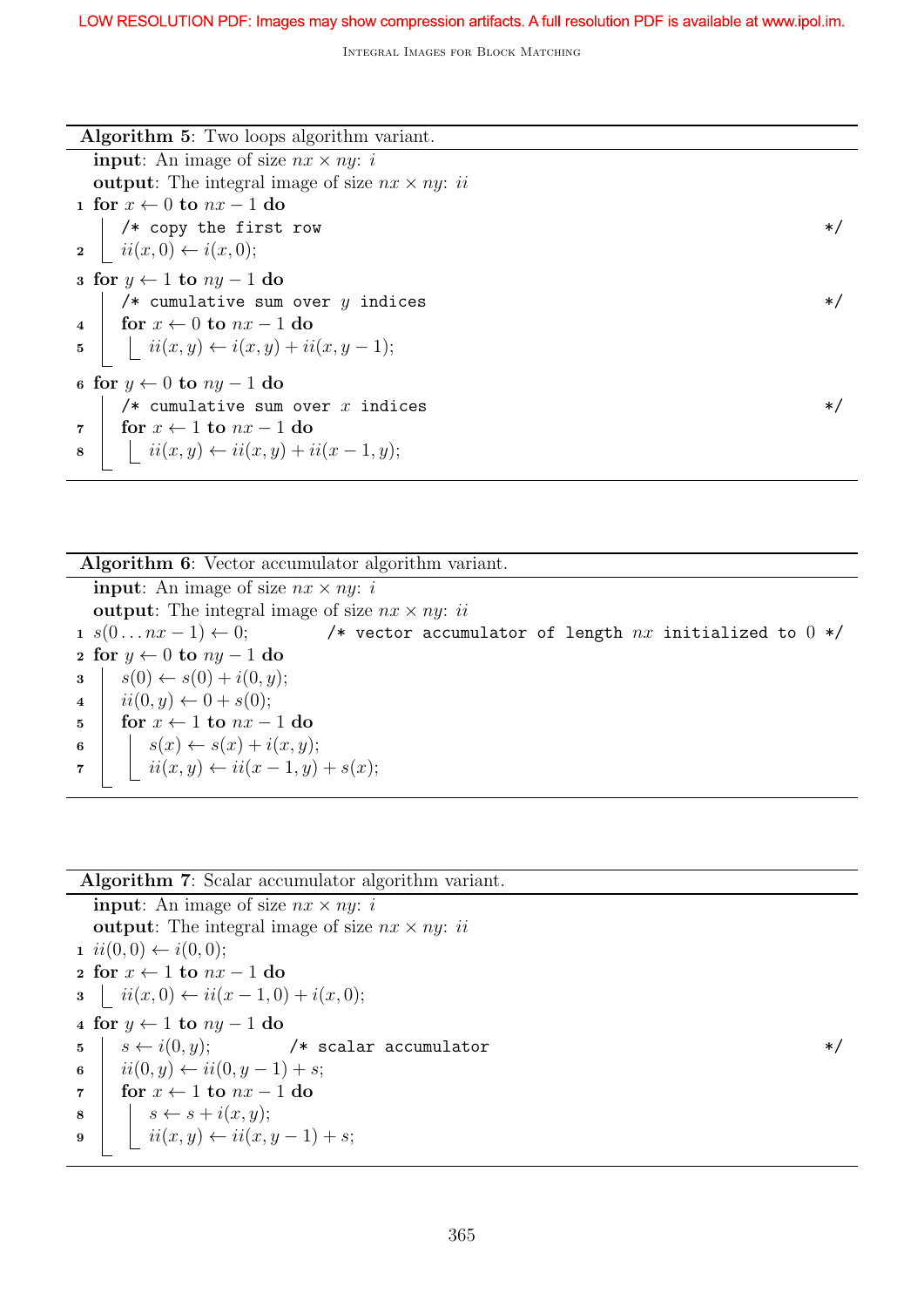**Algorithm 5**: Two loops algorithm variant.

**input**: An image of size $nx \times ny$: $i$
**output**: The integral image of size $nx \times ny$: $ii$

```
1 for x ← 0 to nx − 1 do
      /* copy the first row */
2     ii(x, 0) ← i(x, 0);
3 for y ← 1 to ny − 1 do
      /* cumulative sum over y indices */
4     for x ← 0 to nx − 1 do
5         ii(x, y) ← i(x, y) + ii(x, y − 1);
6 for y ← 0 to ny − 1 do
      /* cumulative sum over x indices */
7     for x ← 1 to nx − 1 do
8         ii(x, y) ← ii(x, y) + ii(x − 1, y);
```

**Algorithm 6**: Vector accumulator algorithm variant.

**input**: An image of size $nx \times ny$: $i$
**output**: The integral image of size $nx \times ny$: $ii$

```
1 s(0 . . . nx − 1) ← 0;     /* vector accumulator of length nx initialized to 0 */
2 for y ← 0 to ny − 1 do
3     s(0) ← s(0) + i(0, y);
4     ii(0, y) ← 0 + s(0);
5     for x ← 1 to nx − 1 do
6         s(x) ← s(x) + i(x, y);
7         ii(x, y) ← ii(x − 1, y) + s(x);
```

**Algorithm 7**: Scalar accumulator algorithm variant.

**input**: An image of size $nx \times ny$: $i$
**output**: The integral image of size $nx \times ny$: $ii$

```
1 ii(0, 0) ← i(0, 0);
2 for x ← 1 to nx − 1 do
3     ii(x, 0) ← ii(x − 1, 0) + i(x, 0);
4 for y ← 1 to ny − 1 do
5     s ← i(0, y);     /* scalar accumulator */
6     ii(0, y) ← ii(0, y − 1) + s;
7     for x ← 1 to nx − 1 do
8         s ← s + i(x, y);
9         ii(x, y) ← ii(x, y − 1) + s;
```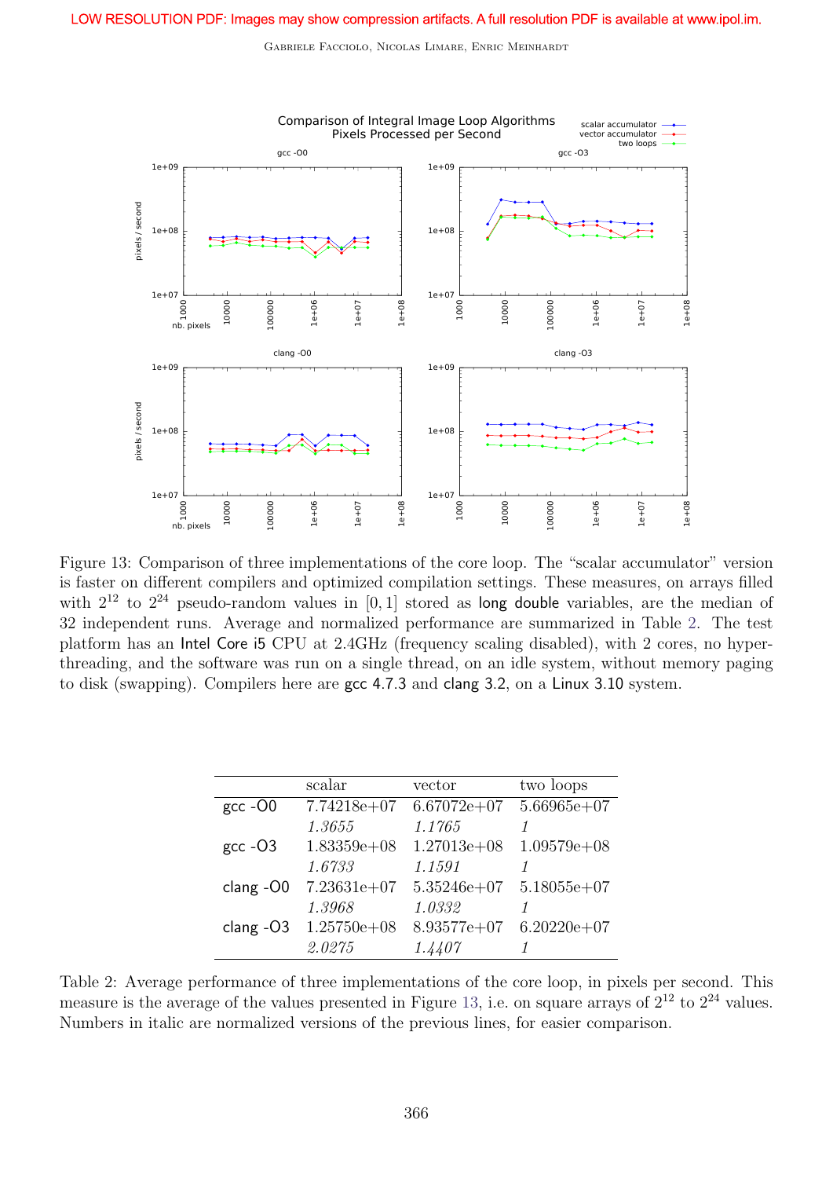LOW RESOLUTION PDF: Images may show compression artifacts. A full resolution PDF is available at www.ipol.im.

Figure 13: Comparison of three implementations of the core loop. The "scalar accumulator" version is faster on different compilers and optimized compilation settings. These measures, on arrays filled with $2^{12}$ to $2^{24}$ pseudo-random values in $[0, 1]$ stored as long double variables, are the median of 32 independent runs. Average and normalized performance are summarized in Table 2. The test platform has an Intel Core i5 CPU at 2.4GHz (frequency scaling disabled), with 2 cores, no hyper-threading, and the software was run on a single thread, on an idle system, without memory paging to disk (swapping). Compilers here are gcc 4.7.3 and clang 3.2, on a Linux 3.10 system.

| | scalar | vector | two loops |
|---|---|---|---|
| gcc -O0 | 7.74218e+07 | 6.67072e+07 | 5.66965e+07 |
| | *1.3655* | *1.1765* | *1* |
| gcc -O3 | 1.83359e+08 | 1.27013e+08 | 1.09579e+08 |
| | *1.6733* | *1.1591* | *1* |
| clang -O0 | 7.23631e+07 | 5.35246e+07 | 5.18055e+07 |
| | *1.3968* | *1.0332* | *1* |
| clang -O3 | 1.25750e+08 | 8.93577e+07 | 6.20220e+07 |
| | *2.0275* | *1.4407* | *1* |

Table 2: Average performance of three implementations of the core loop, in pixels per second. This measure is the average of the values presented in Figure 13, i.e. on square arrays of $2^{12}$ to $2^{24}$ values. Numbers in italic are normalized versions of the previous lines, for easier comparison.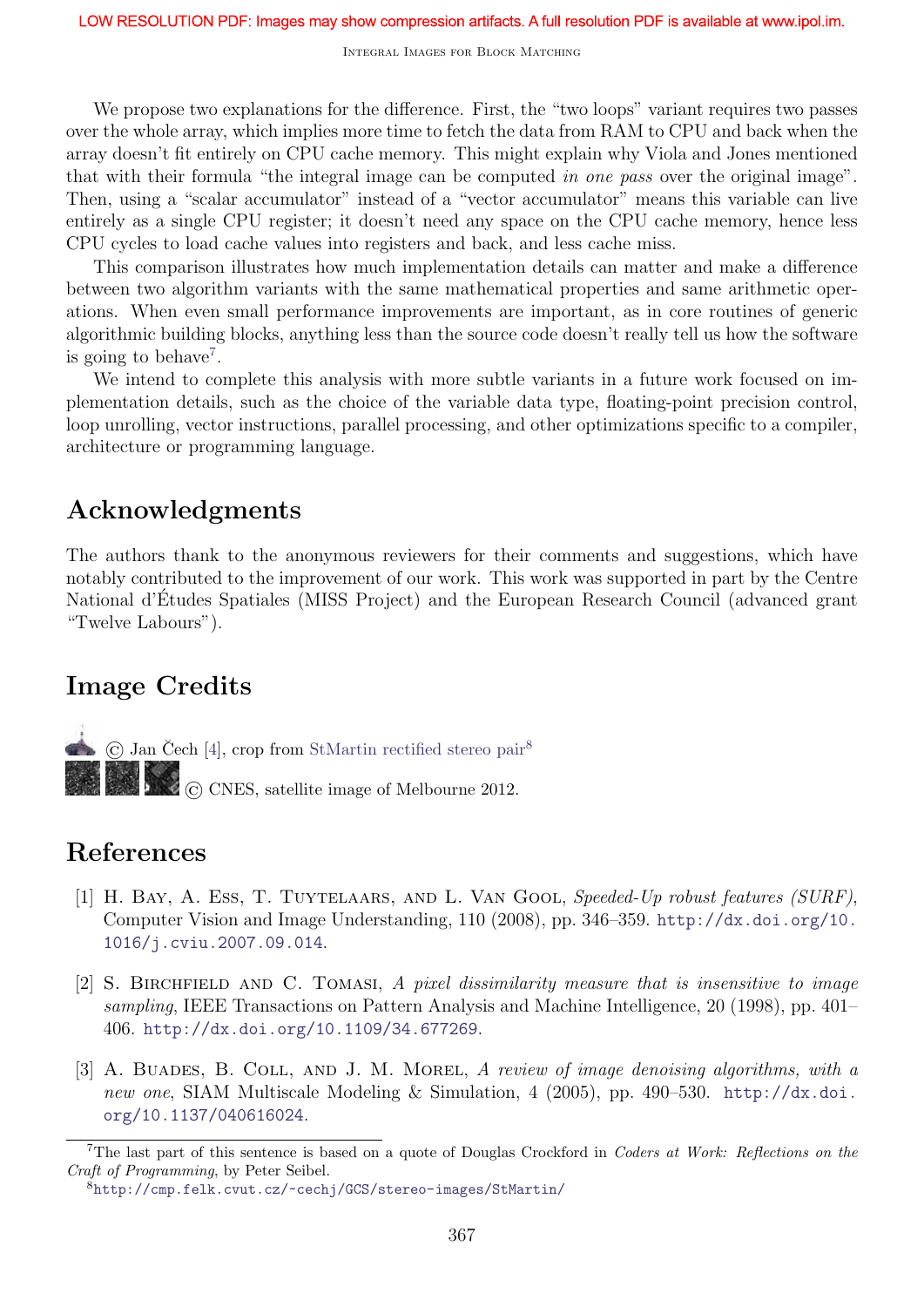We propose two explanations for the difference. First, the "two loops" variant requires two passes over the whole array, which implies more time to fetch the data from RAM to CPU and back when the array doesn't fit entirely on CPU cache memory. This might explain why Viola and Jones mentioned that with their formula "the integral image can be computed *in one pass* over the original image". Then, using a "scalar accumulator" instead of a "vector accumulator" means this variable can live entirely as a single CPU register; it doesn't need any space on the CPU cache memory, hence less CPU cycles to load cache values into registers and back, and less cache miss.

This comparison illustrates how much implementation details can matter and make a difference between two algorithm variants with the same mathematical properties and same arithmetic operations. When even small performance improvements are important, as in core routines of generic algorithmic building blocks, anything less than the source code doesn't really tell us how the software is going to behave[7].

We intend to complete this analysis with more subtle variants in a future work focused on implementation details, such as the choice of the variable data type, floating-point precision control, loop unrolling, vector instructions, parallel processing, and other optimizations specific to a compiler, architecture or programming language.

## Acknowledgments

The authors thank to the anonymous reviewers for their comments and suggestions, which have notably contributed to the improvement of our work. This work was supported in part by the Centre National d'Études Spatiales (MISS Project) and the European Research Council (advanced grant "Twelve Labours").

## Image Credits

© Jan Čech [4], crop from StMartin rectified stereo pair[8]

© CNES, satellite image of Melbourne 2012.

## References

[1] H. Bay, A. Ess, T. Tuytelaars, and L. Van Gool, *Speeded-Up robust features (SURF)*, Computer Vision and Image Understanding, 110 (2008), pp. 346–359. http://dx.doi.org/10.1016/j.cviu.2007.09.014.

[2] S. Birchfield and C. Tomasi, *A pixel dissimilarity measure that is insensitive to image sampling*, IEEE Transactions on Pattern Analysis and Machine Intelligence, 20 (1998), pp. 401–406. http://dx.doi.org/10.1109/34.677269.

[3] A. Buades, B. Coll, and J. M. Morel, *A review of image denoising algorithms, with a new one*, SIAM Multiscale Modeling & Simulation, 4 (2005), pp. 490–530. http://dx.doi.org/10.1137/040616024.

[7] The last part of this sentence is based on a quote of Douglas Crockford in *Coders at Work: Reflections on the Craft of Programming*, by Peter Seibel.

[8] http://cmp.felk.cvut.cz/~cechj/GCS/stereo-images/StMartin/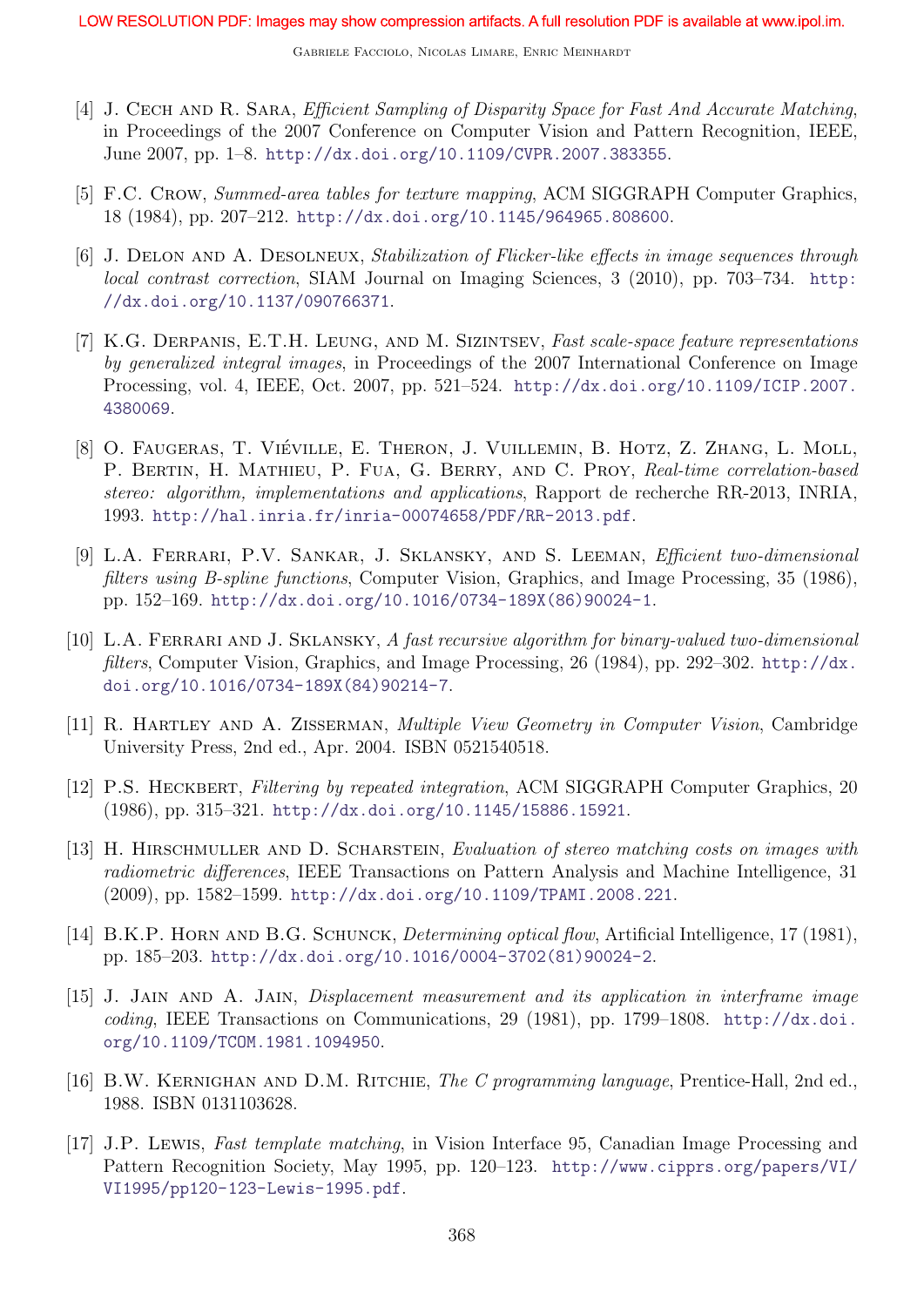[4] J. Cech and R. Sara, *Efficient Sampling of Disparity Space for Fast And Accurate Matching*, in Proceedings of the 2007 Conference on Computer Vision and Pattern Recognition, IEEE, June 2007, pp. 1–8. http://dx.doi.org/10.1109/CVPR.2007.383355.

[5] F.C. Crow, *Summed-area tables for texture mapping*, ACM SIGGRAPH Computer Graphics, 18 (1984), pp. 207–212. http://dx.doi.org/10.1145/964965.808600.

[6] J. Delon and A. Desolneux, *Stabilization of Flicker-like effects in image sequences through local contrast correction*, SIAM Journal on Imaging Sciences, 3 (2010), pp. 703–734. http://dx.doi.org/10.1137/090766371.

[7] K.G. Derpanis, E.T.H. Leung, and M. Sizintsev, *Fast scale-space feature representations by generalized integral images*, in Proceedings of the 2007 International Conference on Image Processing, vol. 4, IEEE, Oct. 2007, pp. 521–524. http://dx.doi.org/10.1109/ICIP.2007.4380069.

[8] O. Faugeras, T. Viéville, E. Theron, J. Vuillemin, B. Hotz, Z. Zhang, L. Moll, P. Bertin, H. Mathieu, P. Fua, G. Berry, and C. Proy, *Real-time correlation-based stereo: algorithm, implementations and applications*, Rapport de recherche RR-2013, INRIA, 1993. http://hal.inria.fr/inria-00074658/PDF/RR-2013.pdf.

[9] L.A. Ferrari, P.V. Sankar, J. Sklansky, and S. Leeman, *Efficient two-dimensional filters using B-spline functions*, Computer Vision, Graphics, and Image Processing, 35 (1986), pp. 152–169. http://dx.doi.org/10.1016/0734-189X(86)90024-1.

[10] L.A. Ferrari and J. Sklansky, *A fast recursive algorithm for binary-valued two-dimensional filters*, Computer Vision, Graphics, and Image Processing, 26 (1984), pp. 292–302. http://dx.doi.org/10.1016/0734-189X(84)90214-7.

[11] R. Hartley and A. Zisserman, *Multiple View Geometry in Computer Vision*, Cambridge University Press, 2nd ed., Apr. 2004. ISBN 0521540518.

[12] P.S. Heckbert, *Filtering by repeated integration*, ACM SIGGRAPH Computer Graphics, 20 (1986), pp. 315–321. http://dx.doi.org/10.1145/15886.15921.

[13] H. Hirschmuller and D. Scharstein, *Evaluation of stereo matching costs on images with radiometric differences*, IEEE Transactions on Pattern Analysis and Machine Intelligence, 31 (2009), pp. 1582–1599. http://dx.doi.org/10.1109/TPAMI.2008.221.

[14] B.K.P. Horn and B.G. Schunck, *Determining optical flow*, Artificial Intelligence, 17 (1981), pp. 185–203. http://dx.doi.org/10.1016/0004-3702(81)90024-2.

[15] J. Jain and A. Jain, *Displacement measurement and its application in interframe image coding*, IEEE Transactions on Communications, 29 (1981), pp. 1799–1808. http://dx.doi.org/10.1109/TCOM.1981.1094950.

[16] B.W. Kernighan and D.M. Ritchie, *The C programming language*, Prentice-Hall, 2nd ed., 1988. ISBN 0131103628.

[17] J.P. Lewis, *Fast template matching*, in Vision Interface 95, Canadian Image Processing and Pattern Recognition Society, May 1995, pp. 120–123. http://www.cipprs.org/papers/VI/VI1995/pp120-123-Lewis-1995.pdf.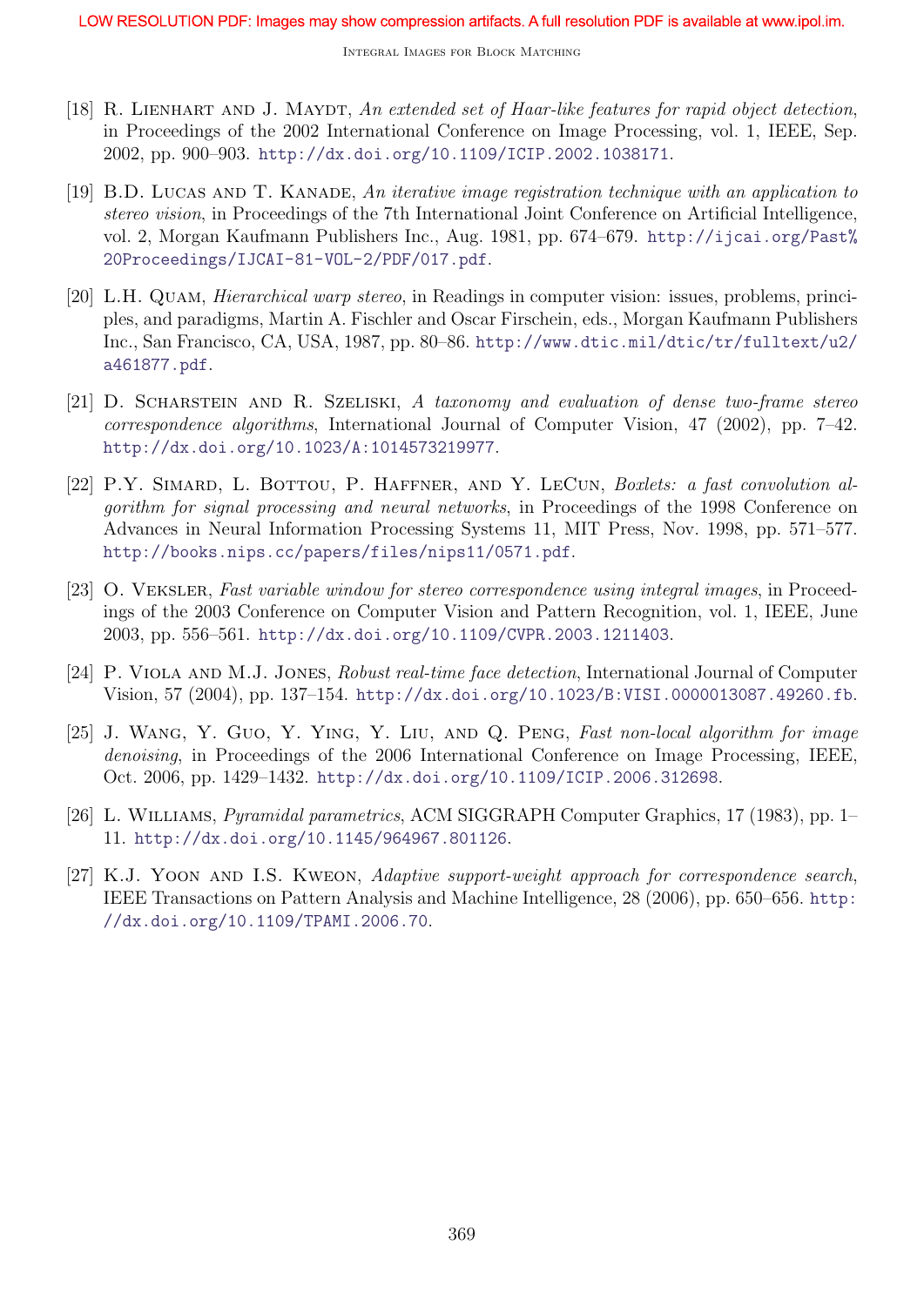[18] R. Lienhart and J. Maydt, *An extended set of Haar-like features for rapid object detection*, in Proceedings of the 2002 International Conference on Image Processing, vol. 1, IEEE, Sep. 2002, pp. 900–903. http://dx.doi.org/10.1109/ICIP.2002.1038171.

[19] B.D. Lucas and T. Kanade, *An iterative image registration technique with an application to stereo vision*, in Proceedings of the 7th International Joint Conference on Artificial Intelligence, vol. 2, Morgan Kaufmann Publishers Inc., Aug. 1981, pp. 674–679. http://ijcai.org/Past%20Proceedings/IJCAI-81-VOL-2/PDF/017.pdf.

[20] L.H. Quam, *Hierarchical warp stereo*, in Readings in computer vision: issues, problems, principles, and paradigms, Martin A. Fischler and Oscar Firschein, eds., Morgan Kaufmann Publishers Inc., San Francisco, CA, USA, 1987, pp. 80–86. http://www.dtic.mil/dtic/tr/fulltext/u2/a461877.pdf.

[21] D. Scharstein and R. Szeliski, *A taxonomy and evaluation of dense two-frame stereo correspondence algorithms*, International Journal of Computer Vision, 47 (2002), pp. 7–42. http://dx.doi.org/10.1023/A:1014573219977.

[22] P.Y. Simard, L. Bottou, P. Haffner, and Y. LeCun, *Boxlets: a fast convolution algorithm for signal processing and neural networks*, in Proceedings of the 1998 Conference on Advances in Neural Information Processing Systems 11, MIT Press, Nov. 1998, pp. 571–577. http://books.nips.cc/papers/files/nips11/0571.pdf.

[23] O. Veksler, *Fast variable window for stereo correspondence using integral images*, in Proceedings of the 2003 Conference on Computer Vision and Pattern Recognition, vol. 1, IEEE, June 2003, pp. 556–561. http://dx.doi.org/10.1109/CVPR.2003.1211403.

[24] P. Viola and M.J. Jones, *Robust real-time face detection*, International Journal of Computer Vision, 57 (2004), pp. 137–154. http://dx.doi.org/10.1023/B:VISI.0000013087.49260.fb.

[25] J. Wang, Y. Guo, Y. Ying, Y. Liu, and Q. Peng, *Fast non-local algorithm for image denoising*, in Proceedings of the 2006 International Conference on Image Processing, IEEE, Oct. 2006, pp. 1429–1432. http://dx.doi.org/10.1109/ICIP.2006.312698.

[26] L. Williams, *Pyramidal parametrics*, ACM SIGGRAPH Computer Graphics, 17 (1983), pp. 1–11. http://dx.doi.org/10.1145/964967.801126.

[27] K.J. Yoon and I.S. Kweon, *Adaptive support-weight approach for correspondence search*, IEEE Transactions on Pattern Analysis and Machine Intelligence, 28 (2006), pp. 650–656. http://dx.doi.org/10.1109/TPAMI.2006.70.